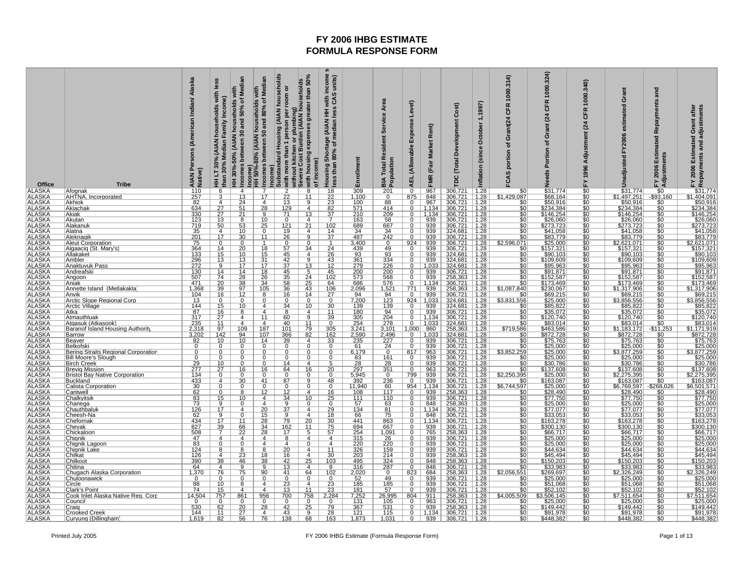# FY 2006 IHBG ESTIMATE
# FORMULA RESPONSE FORM

| Office | Tribe | AIAN Persons (American Indian/ Alaska Native) | HH LT 30% (AIAN households with less than 30% Median Family Income) | HH 30%-50% (AIAN households with Incomes between 30 and 50% of Median Income) | HH 50%-80% (AIAN households with Incomes between 50 and 80% of Median Income) | Substandard Housing (AIAN households with more than 1 person per room or without kitchen or plumbing) | Severe Cost Burden (AIAN households with housing expenses greater than 50% of income) | Housing Shortage (AIAN HH with income s less than 80% of median less CAS units) | Enrollment | BIA Total Resident Service Area Population | AEL (Allowable Expense Level) | FMR (Fair Market Rent) | TDC (Total Development Cost) | Inflation (since October 1,1997) | FCAS portion of Grant(24 CFR 1000.314) | Needs Portion of Grant (24 CFR 1000.324) | FY 1996 Adjustment (24 CFR 1000.340) | Unadjusted FY2006 estimated Grant | FY 2006 Estimated Repayments and Adjustments | FY 2006 Estimated Grant after Repayments and adjustments |
|---|---|---|---|---|---|---|---|---|---|---|---|---|---|---|---|---|---|---|---|---|
| ALASKA | Afognak | 110 | 6 | 4 | 7 | 2 | 8 | 18 | 309 | 201 | 0 | 967 | 306,721 | 1.28 | $0 | $31,774 | $0 | $31,774 | $0 | $31,774 |
| ALASKA | AHTNA, Incorporated | 257 | 3 | 13 | 17 | 22 | 11 | 22 | 1,100 | 0 | 875 | 848 | 306,721 | 1.28 | $1,429,087 | $68,164 | $0 | $1,497,251 | -$93,160 | $1,404,091 |
| ALASKA | Akhiok | 82 | 4 | 24 | 4 | 13 | 9 | 23 | 100 | 88 | 0 | 967 | 306,721 | 1.28 | $0 | $50,916 | $0 | $50,916 | $0 | $50,916 |
| ALASKA | Akiachak | 634 | 27 | 51 | 28 | 129 | 4 | 82 | 571 | 414 | 0 | 1,134 | 306,721 | 1.28 | $0 | $234,384 | $0 | $234,384 | $0 | $234,384 |
| ALASKA | Akiak | 330 | 27 | 21 | 9 | 71 | 13 | 37 | 210 | 209 | 0 | 1,134 | 306,721 | 1.28 | $0 | $146,254 | $0 | $146,254 | $0 | $146,254 |
| ALASKA | Akutan | 123 | 13 | 8 | 10 | 0 | 4 | 7 | 163 | 58 | 0 | 939 | 306,721 | 1.28 | $0 | $26,060 | $0 | $26,060 | $0 | $26,060 |
| ALASKA | Alakanuk | 719 | 50 | 53 | 25 | 121 | 21 | 102 | 689 | 667 | 0 | 939 | 306,721 | 1.28 | $0 | $273,723 | $0 | $273,723 | $0 | $273,723 |
| ALASKA | Alatna | 35 | 4 | 10 | 0 | 19 | 4 | 14 | 34 | 34 | 0 | 939 | 324,681 | 1.28 | $0 | $41,058 | $0 | $41,058 | $0 | $41,058 |
| ALASKA | Aleknagik | 201 | 17 | 30 | 11 | 26 | 9 | 37 | 487 | 242 | 0 | 939 | 306,721 | 1.28 | $0 | $83,779 | $0 | $83,779 | $0 | $83,779 |
| ALASKA | Aleut Corporation | 75 | 0 | 0 | 1 | 0 | 0 | 1 | 3,400 | 0 | 924 | 939 | 306,721 | 1.28 | $2,596,071 | $25,000 | $0 | $2,621,071 | $0 | $2,621,071 |
| ALASKA | Algaaciq (St. Mary's) | 364 | 14 | 20 | 18 | 57 | 34 | 24 | 439 | 49 | 0 | 939 | 306,721 | 1.28 | $0 | $157,321 | $0 | $157,321 | $0 | $157,321 |
| ALASKA | Allakaket | 133 | 15 | 10 | 15 | 45 | 4 | 26 | 93 | 93 | 0 | 939 | 324,681 | 1.28 | $0 | $90,103 | $0 | $90,103 | $0 | $90,103 |
| ALASKA | Ambler | 296 | 13 | 13 | 31 | 42 | 9 | 43 | 361 | 334 | 0 | 939 | 324,681 | 1.28 | $0 | $109,609 | $0 | $109,609 | $0 | $109,609 |
| ALASKA | Anaktuvuk Pass | 272 | 9 | 17 | 17 | 37 | 13 | 12 | 279 | 226 | 0 | 1,033 | 324,681 | 1.28 | $0 | $95,963 | $0 | $95,963 | $0 | $95,963 |
| ALASKA | Andreafski | 130 | 14 | 14 | 18 | 45 | 5 | 45 | 200 | 200 | 0 | 939 | 306,721 | 1.28 | $0 | $91,871 | $0 | $91,871 | $0 | $91,871 |
| ALASKA | Angoon | 507 | 74 | 28 | 26 | 35 | 24 | 102 | 573 | 568 | 0 | 939 | 258,363 | 1.28 | $0 | $152,587 | $0 | $152,587 | $0 | $152,587 |
| ALASKA | Aniak | 471 | 20 | 38 | 34 | 58 | 25 | 64 | 686 | 576 | 0 | 1,134 | 306,721 | 1.28 | $0 | $173,469 | $0 | $173,469 | $0 | $173,469 |
| ALASKA | Annette Island (Metlakakla) | 1,368 | 39 | 97 | 105 | 36 | 43 | 106 | 2,096 | 1,521 | 771 | 939 | 258,363 | 1.28 | $1,087,840 | $230,067 | $0 | $1,317,906 | $0 | $1,317,906 |
| ALASKA | Anvik | 104 | 16 | 12 | 8 | 16 | 14 | 27 | 94 | 94 | 0 | 939 | 306,721 | 1.28 | $0 | $69,215 | $0 | $69,215 | $0 | $69,215 |
| ALASKA | Arctic Slope Regional Corp | 13 | 0 | 0 | 0 | 0 | 0 | 0 | 7,200 | 123 | 924 | 1,033 | 324,681 | 1.28 | $3,831,556 | $25,000 | $0 | $3,856,556 | $0 | $3,856,556 |
| ALASKA | Arctic Village | 144 | 15 | 10 | 4 | 34 | 10 | 30 | 139 | 139 | 0 | 939 | 324,681 | 1.28 | $0 | $85,822 | $0 | $85,822 | $0 | $85,822 |
| ALASKA | Atka | 87 | 16 | 8 | 4 | 8 | 4 | 11 | 180 | 94 | 0 | 939 | 306,721 | 1.28 | $0 | $35,072 | $0 | $35,072 | $0 | $35,072 |
| ALASKA | Atmauthluak | 317 | 27 | 4 | 11 | 60 | 9 | 39 | 305 | 204 | 0 | 1,134 | 306,721 | 1.28 | $0 | $120,740 | $0 | $120,740 | $0 | $120,740 |
| ALASKA | Atqasuk (Atkasook) | 235 | 11 | 4 | 4 | 40 | 11 | 0 | 254 | 278 | 0 | 1,033 | 324,681 | 1.28 | $0 | $83,014 | $0 | $83,014 | $0 | $83,014 |
| ALASKA | Baranof Island Housing Authority | 2,318 | 97 | 109 | 187 | 101 | 79 | 305 | 3,241 | 3,101 | 1,000 | 860 | 258,363 | 1.28 | $719,586 | $463,586 | $0 | $1,183,172 | -$11,253 | $1,171,919 |
| ALASKA | Barrow | 3,202 | 142 | 94 | 107 | 366 | 82 | 162 | 2,590 | 2,496 | 0 | 1,033 | 324,681 | 1.28 | $0 | $872,728 | $0 | $872,728 | $0 | $872,728 |
| ALASKA | Beaver | 82 | 10 | 10 | 14 | 39 | 4 | 33 | 235 | 227 | 0 | 939 | 306,721 | 1.28 | $0 | $75,763 | $0 | $75,763 | $0 | $75,763 |
| ALASKA | Belkofski | 0 | 0 | 0 | 0 | 0 | 0 | 0 | 61 | 24 | 0 | 939 | 306,721 | 1.28 | $0 | $25,000 | $0 | $25,000 | $0 | $25,000 |
| ALASKA | Bering Straits Regional Corporation | 0 | 0 | 0 | 0 | 0 | 0 | 0 | 6,179 | 0 | 817 | 963 | 306,721 | 1.28 | $3,852,259 | $25,000 | $0 | $3,877,259 | $0 | $3,877,259 |
| ALASKA | Bill Moore's Slough | 0 | 0 | 0 | 0 | 0 | 0 | 0 | 83 | 161 | 0 | 939 | 306,721 | 1.28 | $0 | $25,000 | $0 | $25,000 | $0 | $25,000 |
| ALASKA | Birch Creek | 29 | 10 | 0 | 0 | 14 | 4 | 5 | 28 | 28 | 0 | 939 | 306,721 | 1.28 | $0 | $30,786 | $0 | $30,786 | $0 | $30,786 |
| ALASKA | Brevig Mission | 277 | 27 | 16 | 16 | 64 | 16 | 20 | 297 | 351 | 0 | 963 | 306,721 | 1.28 | $0 | $137,608 | $0 | $137,608 | $0 | $137,608 |
| ALASKA | Bristol Bay Native Corporation | 134 | 0 | 0 | 0 | 0 | 0 | 0 | 5,945 | 0 | 799 | 939 | 306,721 | 1.28 | $2,250,395 | $25,000 | $0 | $2,275,395 | $0 | $2,275,395 |
| ALASKA | Buckland | 433 | 4 | 30 | 41 | 87 | 9 | 48 | 392 | 236 | 0 | 939 | 324,681 | 1.28 | $0 | $163,087 | $0 | $163,087 | $0 | $163,087 |
| ALASKA | Calista Corporation | 30 | 0 | 0 | 0 | 0 | 0 | 0 | 11,940 | 60 | 954 | 1,134 | 306,721 | 1.28 | $6,744,597 | $25,000 | $0 | $6,769,597 | -$268,026 | $6,501,571 |
| ALASKA | Cantwell | 62 | 0 | 8 | 12 | 12 | 4 | 16 | 108 | 117 | 0 | 939 | 258,363 | 1.28 | $0 | $28,490 | $0 | $28,490 | $0 | $28,490 |
| ALASKA | Chalkyitsik | 83 | 15 | 10 | 4 | 34 | 10 | 25 | 111 | 110 | 0 | 939 | 306,721 | 1.28 | $0 | $77,750 | $0 | $77,750 | $0 | $77,750 |
| ALASKA | Chanega | 73 | 9 | 0 | 4 | 9 | 0 | 0 | 57 | 63 | 0 | 848 | 258,363 | 1.28 | $0 | $25,000 | $0 | $25,000 | $0 | $25,000 |
| ALASKA | Chauthbaluk | 126 | 17 | 4 | 20 | 37 | 4 | 29 | 134 | 81 | 0 | 1,134 | 306,721 | 1.28 | $0 | $77,077 | $0 | $77,077 | $0 | $77,077 |
| ALASKA | Cheesh-Na | 62 | 9 | 0 | 15 | 9 | 4 | 18 | 66 | 75 | 0 | 848 | 306,721 | 1.28 | $0 | $33,053 | $0 | $33,053 | $0 | $33,053 |
| ALASKA | Chefornak | 434 | 17 | 11 | 28 | 79 | 20 | 30 | 441 | 863 | 0 | 1,134 | 306,721 | 1.28 | $0 | $163,278 | $0 | $163,278 | $0 | $163,278 |
| ALASKA | Chevak | 827 | 39 | 66 | 34 | 162 | 11 | 75 | 694 | 667 | 0 | 939 | 306,721 | 1.28 | $0 | $300,130 | $0 | $300,130 | $0 | $300,130 |
| ALASKA | Chickaloon | 508 | 7 | 22 | 28 | 17 | 5 | 57 | 254 | 1,091 | 0 | 765 | 258,363 | 1.28 | $0 | $66,717 | $0 | $66,717 | $0 | $66,717 |
| ALASKA | Chignik | 47 | 4 | 4 | 4 | 8 | 4 | 4 | 315 | 26 | 0 | 939 | 306,721 | 1.28 | $0 | $25,000 | $0 | $25,000 | $0 | $25,000 |
| ALASKA | Chignik Lagoon | 83 | 0 | 0 | 4 | 4 | 0 | 4 | 220 | 75 | 0 | 939 | 306,721 | 1.28 | $0 | $25,000 | $0 | $25,000 | $0 | $25,000 |
| ALASKA | Chignik Lake | 124 | 8 | 8 | 8 | 20 | 4 | 11 | 326 | 159 | 0 | 939 | 306,721 | 1.28 | $0 | $44,634 | $0 | $44,634 | $0 | $44,634 |
| ALASKA | Chilkat | 126 | 4 | 23 | 18 | 16 | 4 | 30 | 203 | 214 | 0 | 939 | 258,363 | 1.28 | $0 | $45,494 | $0 | $45,494 | $0 | $45,494 |
| ALASKA | Chilkoot | 390 | 38 | 46 | 38 | 42 | 25 | 103 | 495 | 324 | 0 | 848 | 258,363 | 1.28 | $0 | $150,203 | $0 | $150,203 | $0 | $150,203 |
| ALASKA | Chitina | 64 | 4 | 9 | 9 | 13 | 4 | 8 | 316 | 287 | 0 | 848 | 306,721 | 1.28 | $0 | $33,983 | $0 | $33,983 | $0 | $33,983 |
| ALASKA | Chugach Alaska Corporation | 1,370 | 76 | 75 | 90 | 41 | 64 | 102 | 2,020 | 0 | 823 | 684 | 258,363 | 1.28 | $2,056,551 | $269,697 | $0 | $2,326,249 | $0 | $2,326,249 |
| ALASKA | Chuloonawick | 0 | 0 | 0 | 0 | 0 | 0 | 0 | 52 | 49 | 0 | 939 | 306,721 | 1.28 | $0 | $25,000 | $0 | $25,000 | $0 | $25,000 |
| ALASKA | Circle | 88 | 10 | 8 | 4 | 23 | 4 | 23 | 185 | 185 | 0 | 939 | 306,721 | 1.28 | $0 | $51,068 | $0 | $51,068 | $0 | $51,068 |
| ALASKA | Clark's Point | 74 | 15 | 4 | 4 | 13 | 11 | 23 | 181 | 57 | 0 | 939 | 306,721 | 1.28 | $0 | $52,102 | $0 | $52,102 | $0 | $52,102 |
| ALASKA | Cook Inlet Alaska Native Reg. Corp | 14,504 | 757 | 861 | 956 | 700 | 758 | 2,284 | 7,252 | 26,995 | 804 | 911 | 258,363 | 1.28 | $4,005,509 | $3,506,145 | $0 | $7,511,654 | $0 | $7,511,654 |
| ALASKA | Council | 0 | 0 | 0 | 0 | 0 | 0 | 0 | 131 | 105 | 0 | 963 | 306,721 | 1.28 | $0 | $25,000 | $0 | $25,000 | $0 | $25,000 |
| ALASKA | Craig | 530 | 62 | 20 | 28 | 42 | 25 | 79 | 367 | 531 | 0 | 939 | 258,363 | 1.28 | $0 | $149,442 | $0 | $149,442 | $0 | $149,442 |
| ALASKA | Crooked Creek | 144 | 11 | 27 | 4 | 43 | 9 | 28 | 121 | 115 | 0 | 1,134 | 306,721 | 1.28 | $0 | $91,978 | $0 | $91,978 | $0 | $91,978 |
| ALASKA | Curyung (Dillingham) | 1,619 | 82 | 56 | 76 | 138 | 68 | 163 | 1,873 | 1,031 | 0 | 939 | 306,721 | 1.28 | $0 | $448,382 | $0 | $448,382 | $0 | $448,382 |

Printed July 2005

FY 2006 IHBG Estimate (Formula Response Form)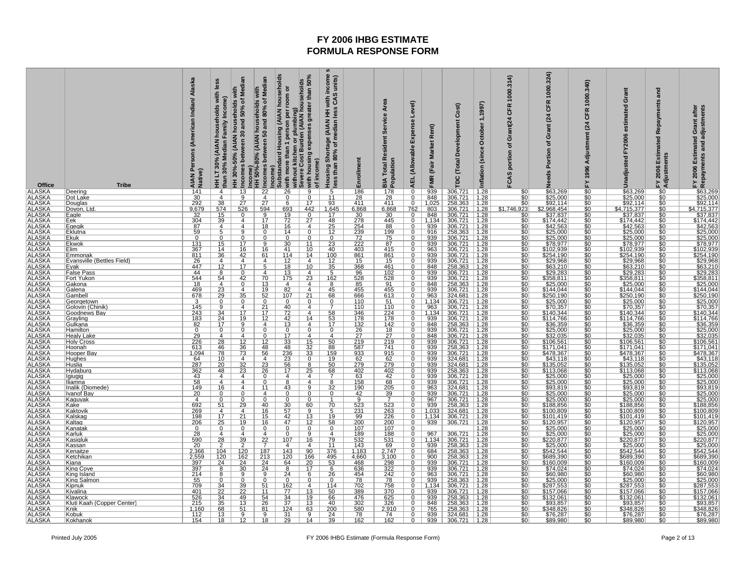# FY 2006 IHBG ESTIMATE
# FORMULA RESPONSE FORM

| Office | Tribe | AIAN Persons (American Indian/ Alaska Native) | HH LT 30% (AIAN households with less than 30% Median Family Income) | HH 30%-50% (AIAN households with Incomes between 30 and 50% of Median Income) | HH 50%-80% (AIAN households with Incomes between 50 and 80% of Median Income) | Substandard Housing (AIAN households with more than 1 person per room or without kitchen or plumbing) | Severe Cost Burden (AIAN households with housing expenses greater than 50% of income) | Housing Shortage (AIAN HH with income s less than 80% of median less CAS units) | Enrollment | BIA Total Resident Service Area Population | AEL (Allowable Expense Level) | FMR (Fair Market Rent) | TDC (Total Development Cost) | Inflation (since October 1,1997) | FCAS portion of Grant(24 CFR 1000.314) | Needs Portion of Grant (24 CFR 1000.324) | FY 1996 Adjustment (24 CFR 1000.340) | Unadjusted FY2006 estimated Grant | FY 2006 Estimated Repayments and Adjustments | FY 2006 Estimated Grant after Repayments and adjustments |
|---|---|---|---|---|---|---|---|---|---|---|---|---|---|---|---|---|---|---|---|---|
| ALASKA | Deering | 141 | 4 | 13 | 22 | 26 | 9 | 5 | 186 | 178 | 0 | 939 | 306,721 | 1.28 | $0 | $63,269 | $0 | $63,269 | $0 | $63,269 |
| ALASKA | Dot Lake | 30 | 4 | 9 | 4 | 0 | 0 | 11 | 28 | 28 | 0 | 848 | 306,721 | 1.28 | $0 | $25,000 | $0 | $25,000 | $0 | $25,000 |
| ALASKA | Douglas | 292 | 38 | 27 | 27 | 6 | 17 | 93 | 411 | 411 | 0 | 1,025 | 258,363 | 1.28 | $0 | $92,114 | $0 | $92,114 | $0 | $92,114 |
| ALASKA | Doyon, Ltd. | 9,679 | 574 | 526 | 594 | 693 | 442 | 1,645 | 6,868 | 6,868 | 762 | 803 | 306,721 | 1.28 | $1,746,923 | $2,968,454 | $0 | $4,715,377 | $0 | $4,715,377 |
| ALASKA | Eagle | 32 | 15 | 0 | 9 | 19 | 0 | 17 | 30 | 30 | 0 | 848 | 306,721 | 1.28 | $0 | $37,837 | $0 | $37,837 | $0 | $37,837 |
| ALASKA | Eek | 304 | 39 | 4 | 17 | 72 | 27 | 48 | 278 | 445 | 0 | 1,134 | 306,721 | 1.28 | $0 | $174,442 | $0 | $174,442 | $0 | $174,442 |
| ALASKA | Egegik | 87 | 4 | 4 | 18 | 16 | 4 | 25 | 254 | 88 | 0 | 939 | 306,721 | 1.28 | $0 | $42,563 | $0 | $42,563 | $0 | $42,563 |
| ALASKA | Eklutna | 59 | 5 | 9 | 0 | 14 | 0 | 12 | 239 | 199 | 0 | 916 | 258,363 | 1.28 | $0 | $25,000 | $0 | $25,000 | $0 | $25,000 |
| ALASKA | Ekuk | 0 | 0 | 0 | 0 | 0 | 0 | 0 | 72 | 75 | 0 | 939 | 306,721 | 1.28 | $0 | $25,000 | $0 | $25,000 | $0 | $25,000 |
| ALASKA | Ekwok | 131 | 15 | 17 | 9 | 30 | 11 | 23 | 222 | 87 | 0 | 939 | 306,721 | 1.28 | $0 | $78,977 | $0 | $78,977 | $0 | $78,977 |
| ALASKA | Elim | 367 | 14 | 16 | 16 | 41 | 10 | 40 | 403 | 415 | 0 | 963 | 306,721 | 1.28 | $0 | $102,939 | $0 | $102,939 | $0 | $102,939 |
| ALASKA | Emmonak | 811 | 36 | 42 | 61 | 114 | 14 | 100 | 861 | 861 | 0 | 939 | 306,721 | 1.28 | $0 | $254,190 | $0 | $254,190 | $0 | $254,190 |
| ALASKA | Evansville (Bettles Field) | 26 | 4 | 4 | 4 | 12 | 4 | 12 | 15 | 15 | 0 | 939 | 306,721 | 1.28 | $0 | $29,968 | $0 | $29,968 | $0 | $29,968 |
| ALASKA | Eyak | 447 | 12 | 17 | 5 | 18 | 10 | 35 | 368 | 461 | 0 | 848 | 258,363 | 1.28 | $0 | $63,210 | $0 | $63,210 | $0 | $63,210 |
| ALASKA | False Pass | 44 | 8 | 0 | 4 | 13 | 4 | 5 | 96 | 102 | 0 | 939 | 306,721 | 1.28 | $0 | $29,283 | $0 | $29,283 | $0 | $29,283 |
| ALASKA | Fort Yukon | 544 | 54 | 42 | 70 | 175 | 23 | 162 | 528 | 528 | 0 | 939 | 306,721 | 1.28 | $0 | $358,811 | $0 | $358,811 | $0 | $358,811 |
| ALASKA | Gakona | 18 | 4 | 0 | 13 | 4 | 4 | 8 | 85 | 91 | 0 | 848 | 258,363 | 1.28 | $0 | $25,000 | $0 | $25,000 | $0 | $25,000 |
| ALASKA | Galena | 469 | 23 | 4 | 19 | 82 | 4 | 45 | 455 | 455 | 0 | 939 | 306,721 | 1.28 | $0 | $144,044 | $0 | $144,044 | $0 | $144,044 |
| ALASKA | Gambell | 678 | 29 | 35 | 52 | 107 | 21 | 68 | 666 | 613 | 0 | 963 | 324,681 | 1.28 | $0 | $250,190 | $0 | $250,190 | $0 | $250,190 |
| ALASKA | Georgetown | 3 | 0 | 0 | 0 | 0 | 0 | 0 | 110 | 51 | 0 | 1,134 | 306,721 | 1.28 | $0 | $25,000 | $0 | $25,000 | $0 | $25,000 |
| ALASKA | Golovin (Chinik) | 145 | 9 | 4 | 21 | 40 | 4 | 7 | 110 | 110 | 0 | 963 | 306,721 | 1.28 | $0 | $70,357 | $0 | $70,357 | $0 | $70,357 |
| ALASKA | Goodnews Bay | 243 | 34 | 17 | 17 | 72 | 4 | 58 | 346 | 224 | 0 | 1,134 | 306,721 | 1.28 | $0 | $140,344 | $0 | $140,344 | $0 | $140,344 |
| ALASKA | Grayling | 183 | 24 | 19 | 12 | 42 | 14 | 53 | 178 | 178 | 0 | 939 | 306,721 | 1.28 | $0 | $114,766 | $0 | $114,766 | $0 | $114,766 |
| ALASKA | Gulkana | 82 | 17 | 9 | 4 | 13 | 4 | 17 | 132 | 142 | 0 | 848 | 258,363 | 1.28 | $0 | $36,359 | $0 | $36,359 | $0 | $36,359 |
| ALASKA | Hamilton | 0 | 0 | 0 | 0 | 0 | 0 | 0 | 26 | 18 | 0 | 939 | 306,721 | 1.28 | $0 | $25,000 | $0 | $25,000 | $0 | $25,000 |
| ALASKA | Healy Lake | 29 | 4 | 4 | 0 | 17 | 4 | 4 | 27 | 27 | 0 | 848 | 306,721 | 1.28 | $0 | $32,035 | $0 | $32,035 | $0 | $32,035 |
| ALASKA | Holy Cross | 226 | 28 | 12 | 12 | 33 | 15 | 50 | 219 | 219 | 0 | 939 | 306,721 | 1.28 | $0 | $106,561 | $0 | $106,561 | $0 | $106,561 |
| ALASKA | Hoonah | 613 | 46 | 36 | 48 | 48 | 32 | 88 | 587 | 741 | 0 | 939 | 258,363 | 1.28 | $0 | $171,041 | $0 | $171,041 | $0 | $171,041 |
| ALASKA | Hooper Bay | 1,094 | 78 | 73 | 56 | 236 | 33 | 159 | 933 | 915 | 0 | 939 | 306,721 | 1.28 | $0 | $478,367 | $0 | $478,367 | $0 | $478,367 |
| ALASKA | Hughes | 64 | 10 | 4 | 4 | 23 | 0 | 19 | 62 | 62 | 0 | 939 | 324,681 | 1.28 | $0 | $43,118 | $0 | $43,118 | $0 | $43,118 |
| ALASKA | Huslia | 287 | 20 | 32 | 23 | 56 | 8 | 50 | 279 | 279 | 0 | 939 | 324,681 | 1.28 | $0 | $135,052 | $0 | $135,052 | $0 | $135,052 |
| ALASKA | Hydaburg | 362 | 48 | 23 | 26 | 17 | 25 | 68 | 402 | 402 | 0 | 939 | 258,363 | 1.28 | $0 | $113,068 | $0 | $113,068 | $0 | $113,068 |
| ALASKA | Igiugig | 43 | 4 | 4 | 0 | 4 | 4 | 7 | 63 | 42 | 0 | 939 | 306,721 | 1.28 | $0 | $25,000 | $0 | $25,000 | $0 | $25,000 |
| ALASKA | Iliamna | 58 | 4 | 4 | 0 | 8 | 4 | 8 | 158 | 68 | 0 | 939 | 306,721 | 1.28 | $0 | $25,000 | $0 | $25,000 | $0 | $25,000 |
| ALASKA | Inalik (Diomede) | 149 | 16 | 4 | 11 | 43 | 9 | 32 | 190 | 205 | 0 | 963 | 324,681 | 1.28 | $0 | $93,819 | $0 | $93,819 | $0 | $93,819 |
| ALASKA | Ivanof Bay | 20 | 0 | 0 | 4 | 0 | 0 | 0 | 42 | 39 | 0 | 939 | 306,721 | 1.28 | $0 | $25,000 | $0 | $25,000 | $0 | $25,000 |
| ALASKA | Kaguyak | 4 | 0 | 0 | 0 | 0 | 0 | 1 | 9 | 7 | 0 | 967 | 306,721 | 1.28 | $0 | $25,000 | $0 | $25,000 | $0 | $25,000 |
| ALASKA | Kake | 692 | 51 | 29 | 40 | 30 | 60 | 70 | 523 | 523 | 0 | 939 | 258,363 | 1.28 | $0 | $188,856 | $0 | $188,856 | $0 | $188,856 |
| ALASKA | Kaktovik | 269 | 4 | 4 | 16 | 57 | 9 | 5 | 231 | 263 | 0 | 1,033 | 324,681 | 1.28 | $0 | $100,809 | $0 | $100,809 | $0 | $100,809 |
| ALASKA | Kalskag | 198 | 17 | 21 | 15 | 42 | 13 | 19 | 99 | 226 | 0 | 1,134 | 306,721 | 1.28 | $0 | $101,419 | $0 | $101,419 | $0 | $101,419 |
| ALASKA | Kaltag | 206 | 25 | 19 | 16 | 47 | 12 | 58 | 200 | 200 | 0 | 939 | 306,721 | 1.28 | $0 | $120,957 | $0 | $120,957 | $0 | $120,957 |
| ALASKA | Kanatak | 0 | 0 | 0 | 0 | 0 | 0 | 0 | 107 | 107 | 0 | | | 1.28 | $0 | $25,000 | $0 | $25,000 | $0 | $25,000 |
| ALASKA | Karluk | 28 | 4 | 4 | 4 | 0 | 9 | 4 | 189 | 188 | 0 | 967 | 306,721 | 1.28 | $0 | $25,000 | $0 | $25,000 | $0 | $25,000 |
| ALASKA | Kasigluk | 590 | 28 | 39 | 22 | 107 | 16 | 79 | 532 | 531 | 0 | 1,134 | 306,721 | 1.28 | $0 | $220,877 | $0 | $220,877 | $0 | $220,877 |
| ALASKA | Kassan | 20 | 2 | 2 | 7 | 4 | 4 | 11 | 143 | 69 | 0 | 939 | 258,363 | 1.28 | $0 | $25,000 | $0 | $25,000 | $0 | $25,000 |
| ALASKA | Kenaitze | 2,366 | 104 | 120 | 187 | 143 | 90 | 376 | 1,183 | 2,747 | 0 | 684 | 258,363 | 1.28 | $0 | $542,544 | $0 | $542,544 | $0 | $542,544 |
| ALASKA | Ketchikan | 2,559 | 120 | 162 | 213 | 120 | 166 | 495 | 4,660 | 3,100 | 0 | 900 | 258,363 | 1.28 | $0 | $689,390 | $0 | $689,390 | $0 | $689,390 |
| ALASKA | Kiana | 397 | 24 | 24 | 24 | 64 | 20 | 53 | 468 | 298 | 0 | 939 | 306,721 | 1.28 | $0 | $160,009 | $0 | $160,009 | $0 | $160,009 |
| ALASKA | King Cove | 397 | 8 | 30 | 24 | 8 | 17 | 6 | 636 | 322 | 0 | 939 | 306,721 | 1.28 | $0 | $74,024 | $0 | $74,024 | $0 | $74,024 |
| ALASKA | King Island | 214 | 8 | 9 | 9 | 24 | 6 | 26 | 454 | 242 | 0 | 963 | 306,721 | 1.28 | $0 | $60,980 | $0 | $60,980 | $0 | $60,980 |
| ALASKA | King Salmon | 55 | 0 | 0 | 0 | 0 | 0 | 0 | 78 | 78 | 0 | 939 | 258,363 | 1.28 | $0 | $25,000 | $0 | $25,000 | $0 | $25,000 |
| ALASKA | Kipnuk | 709 | 34 | 39 | 51 | 162 | 4 | 114 | 702 | 758 | 0 | 1,134 | 306,721 | 1.28 | $0 | $287,553 | $0 | $287,553 | $0 | $287,553 |
| ALASKA | Kivalina | 401 | 22 | 22 | 11 | 77 | 13 | 50 | 389 | 370 | 0 | 939 | 306,721 | 1.28 | $0 | $157,066 | $0 | $157,066 | $0 | $157,066 |
| ALASKA | Klawock | 526 | 34 | 49 | 54 | 34 | 19 | 66 | 476 | 625 | 0 | 939 | 258,363 | 1.28 | $0 | $132,061 | $0 | $132,061 | $0 | $132,061 |
| ALASKA | Kluti Kaah (Copper Center) | 215 | 35 | 13 | 26 | 37 | 13 | 40 | 302 | 326 | 0 | 848 | 258,363 | 1.28 | $0 | $93,857 | $0 | $93,857 | $0 | $93,857 |
| ALASKA | Knik | 1,160 | 68 | 51 | 81 | 124 | 63 | 200 | 580 | 2,910 | 0 | 765 | 258,363 | 1.28 | $0 | $348,826 | $0 | $348,826 | $0 | $348,826 |
| ALASKA | Kobuk | 112 | 13 | 9 | 9 | 31 | 9 | 24 | 78 | 74 | 0 | 939 | 324,681 | 1.28 | $0 | $76,287 | $0 | $76,287 | $0 | $76,287 |
| ALASKA | Kokhanok | 154 | 18 | 12 | 18 | 29 | 14 | 39 | 162 | 162 | 0 | 939 | 306,721 | 1.28 | $0 | $89,980 | $0 | $89,980 | $0 | $89,980 |

Printed July 2005 | FY 2006 IHBG Estimate (Formula Response Form)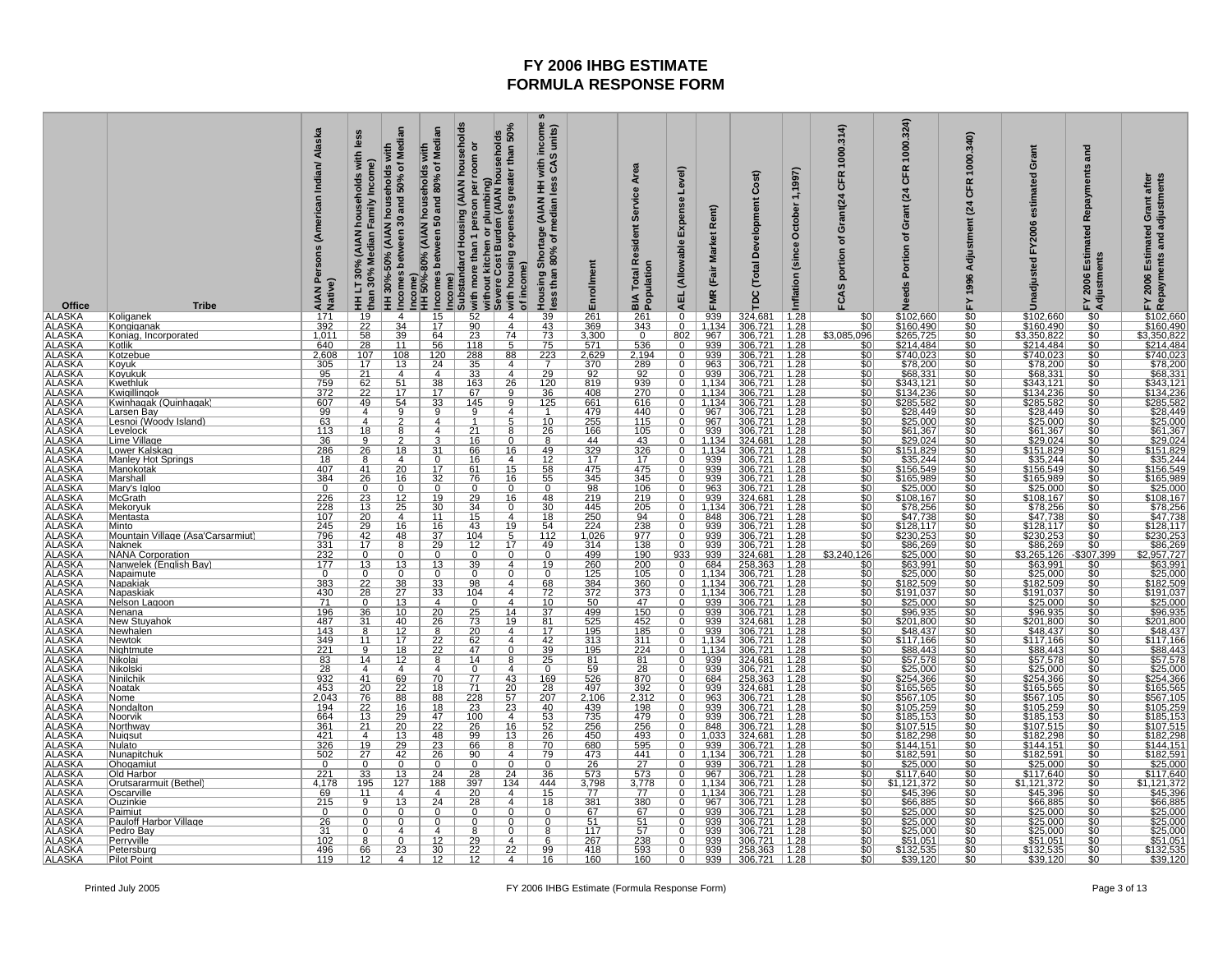# FY 2006 IHBG ESTIMATE
# FORMULA RESPONSE FORM

| Office | Tribe | AIAN Persons (American Indian/ Alaska Native) | HH LT 30% (AIAN households with less than 30% Median Family Income) | HH 30%-50% (AIAN households with Incomes between 30 and 50% of Median Income) | HH 50%-80% (AIAN households with Incomes between 50 and 80% of Median Income) | Substandard Housing (AIAN households with more than 1 person per room or without kitchen or plumbing) | Severe Cost Burden (AIAN households with housing expenses greater than 50% of income) | Housing Shortage (AIAN HH with income s less than 80% of median less CAS units) | Enrollment | BIA Total Resident Service Area Population | AEL (Allowable Expense Level) | FMR (Fair Market Rent) | TDC (Total Development Cost) | Inflation (since October 1,1997) | FCAS portion of Grant(24 CFR 1000.314) | Needs Portion of Grant (24 CFR 1000.324) | FY 1996 Adjustment (24 CFR 1000.340) | Unadjusted FY2006 estimated Grant | FY 2006 Estimated Repayments and Adjustments | FY 2006 Estimated Grant after Repayments and adjustments |
|---|---|---|---|---|---|---|---|---|---|---|---|---|---|---|---|---|---|---|---|---|
| ALASKA | Koliganek | 171 | 19 | 4 | 15 | 52 | 4 | 39 | 261 | 261 | 0 | 939 | 324,681 | 1.28 | $0 | $102,660 | $0 | $102,660 | $0 | $102,660 |
| ALASKA | Kongiganak | 392 | 22 | 34 | 17 | 90 | 4 | 43 | 369 | 343 | 0 | 1,134 | 306,721 | 1.28 | $0 | $160,490 | $0 | $160,490 | $0 | $160,490 |
| ALASKA | Koniag, Incorporated | 1,011 | 58 | 39 | 64 | 23 | 74 | 73 | 3,300 | 0 | 802 | 967 | 306,721 | 1.28 | $3,085,096 | $265,725 | $0 | $3,350,822 | $0 | $3,350,822 |
| ALASKA | Kotlik | 640 | 28 | 11 | 56 | 118 | 5 | 75 | 571 | 536 | 0 | 939 | 306,721 | 1.28 | $0 | $214,484 | $0 | $214,484 | $0 | $214,484 |
| ALASKA | Kotzebue | 2,608 | 107 | 108 | 120 | 288 | 88 | 223 | 2,629 | 2,194 | 0 | 939 | 306,721 | 1.28 | $0 | $740,023 | $0 | $740,023 | $0 | $740,023 |
| ALASKA | Koyuk | 305 | 17 | 13 | 24 | 35 | 4 | 7 | 370 | 289 | 0 | 963 | 306,721 | 1.28 | $0 | $78,200 | $0 | $78,200 | $0 | $78,200 |
| ALASKA | Koyukuk | 95 | 21 | 4 | 4 | 33 | 4 | 29 | 92 | 92 | 0 | 939 | 306,721 | 1.28 | $0 | $68,331 | $0 | $68,331 | $0 | $68,331 |
| ALASKA | Kwethluk | 759 | 62 | 51 | 38 | 163 | 26 | 120 | 819 | 939 | 0 | 1,134 | 306,721 | 1.28 | $0 | $343,121 | $0 | $343,121 | $0 | $343,121 |
| ALASKA | Kwigillingok | 372 | 22 | 17 | 17 | 67 | 9 | 36 | 408 | 270 | 0 | 1,134 | 306,721 | 1.28 | $0 | $134,236 | $0 | $134,236 | $0 | $134,236 |
| ALASKA | Kwinhagak (Quinhagak) | 607 | 49 | 54 | 33 | 145 | 9 | 125 | 661 | 616 | 0 | 1,134 | 306,721 | 1.28 | $0 | $285,582 | $0 | $285,582 | $0 | $285,582 |
| ALASKA | Larsen Bay | 99 | 4 | 9 | 9 | 9 | 4 | 1 | 479 | 440 | 0 | 967 | 306,721 | 1.28 | $0 | $28,449 | $0 | $28,449 | $0 | $28,449 |
| ALASKA | Lesnoi (Woody Island) | 63 | 4 | 2 | 4 | 1 | 5 | 10 | 255 | 115 | 0 | 967 | 306,721 | 1.28 | $0 | $25,000 | $0 | $25,000 | $0 | $25,000 |
| ALASKA | Levelock | 113 | 18 | 8 | 4 | 21 | 8 | 26 | 166 | 105 | 0 | 939 | 306,721 | 1.28 | $0 | $61,367 | $0 | $61,367 | $0 | $61,367 |
| ALASKA | Lime Village | 36 | 9 | 2 | 3 | 16 | 0 | 8 | 44 | 43 | 0 | 1,134 | 324,681 | 1.28 | $0 | $29,024 | $0 | $29,024 | $0 | $29,024 |
| ALASKA | Lower Kalskag | 286 | 26 | 18 | 31 | 66 | 16 | 49 | 329 | 326 | 0 | 1,134 | 306,721 | 1.28 | $0 | $151,829 | $0 | $151,829 | $0 | $151,829 |
| ALASKA | Manley Hot Springs | 18 | 8 | 4 | 0 | 16 | 4 | 12 | 17 | 17 | 0 | 939 | 306,721 | 1.28 | $0 | $35,244 | $0 | $35,244 | $0 | $35,244 |
| ALASKA | Manokotak | 407 | 41 | 20 | 17 | 61 | 15 | 58 | 475 | 475 | 0 | 939 | 306,721 | 1.28 | $0 | $156,549 | $0 | $156,549 | $0 | $156,549 |
| ALASKA | Marshall | 384 | 26 | 16 | 32 | 76 | 16 | 55 | 345 | 345 | 0 | 939 | 306,721 | 1.28 | $0 | $165,989 | $0 | $165,989 | $0 | $165,989 |
| ALASKA | Mary's Igloo | 0 | 0 | 0 | 0 | 0 | 0 | 0 | 98 | 106 | 0 | 963 | 306,721 | 1.28 | $0 | $25,000 | $0 | $25,000 | $0 | $25,000 |
| ALASKA | McGrath | 226 | 23 | 12 | 19 | 29 | 16 | 48 | 219 | 219 | 0 | 939 | 324,681 | 1.28 | $0 | $108,167 | $0 | $108,167 | $0 | $108,167 |
| ALASKA | Mekoryuk | 228 | 13 | 25 | 30 | 34 | 0 | 30 | 445 | 205 | 0 | 1,134 | 306,721 | 1.28 | $0 | $78,256 | $0 | $78,256 | $0 | $78,256 |
| ALASKA | Mentasta | 107 | 20 | 4 | 11 | 15 | 4 | 18 | 250 | 94 | 0 | 848 | 306,721 | 1.28 | $0 | $47,738 | $0 | $47,738 | $0 | $47,738 |
| ALASKA | Minto | 245 | 29 | 16 | 16 | 43 | 19 | 54 | 224 | 238 | 0 | 939 | 306,721 | 1.28 | $0 | $128,117 | $0 | $128,117 | $0 | $128,117 |
| ALASKA | Mountain Village (Asa'Carsarmiut) | 796 | 42 | 48 | 37 | 104 | 5 | 112 | 1,026 | 977 | 0 | 939 | 306,721 | 1.28 | $0 | $230,253 | $0 | $230,253 | $0 | $230,253 |
| ALASKA | Naknek | 331 | 17 | 8 | 29 | 12 | 17 | 49 | 314 | 138 | 0 | 939 | 306,721 | 1.28 | $0 | $86,269 | $0 | $86,269 | $0 | $86,269 |
| ALASKA | NANA Corporation | 232 | 0 | 0 | 0 | 0 | 0 | 0 | 499 | 190 | 933 | 939 | 324,681 | 1.28 | $3,240,126 | $25,000 | $0 | $3,265,126 | -$307,399 | $2,957,727 |
| ALASKA | Nanwelek (English Bay) | 177 | 13 | 13 | 13 | 39 | 4 | 19 | 260 | 200 | 0 | 684 | 258,363 | 1.28 | $0 | $63,991 | $0 | $63,991 | $0 | $63,991 |
| ALASKA | Napaimute | 0 | 0 | 0 | 0 | 0 | 0 | 0 | 125 | 105 | 0 | 1,134 | 306,721 | 1.28 | $0 | $25,000 | $0 | $25,000 | $0 | $25,000 |
| ALASKA | Napakiak | 383 | 22 | 38 | 33 | 98 | 4 | 68 | 384 | 360 | 0 | 1,134 | 306,721 | 1.28 | $0 | $182,509 | $0 | $182,509 | $0 | $182,509 |
| ALASKA | Napaskiak | 430 | 28 | 27 | 33 | 104 | 4 | 72 | 372 | 373 | 0 | 1,134 | 306,721 | 1.28 | $0 | $191,037 | $0 | $191,037 | $0 | $191,037 |
| ALASKA | Nelson Lagoon | 71 | 0 | 13 | 4 | 0 | 4 | 10 | 50 | 47 | 0 | 939 | 306,721 | 1.28 | $0 | $25,000 | $0 | $25,000 | $0 | $25,000 |
| ALASKA | Nenana | 196 | 36 | 10 | 20 | 25 | 14 | 37 | 499 | 150 | 0 | 939 | 306,721 | 1.28 | $0 | $96,935 | $0 | $96,935 | $0 | $96,935 |
| ALASKA | New Stuyahok | 487 | 31 | 40 | 26 | 73 | 19 | 81 | 525 | 452 | 0 | 939 | 324,681 | 1.28 | $0 | $201,800 | $0 | $201,800 | $0 | $201,800 |
| ALASKA | Newhalen | 143 | 8 | 12 | 8 | 20 | 4 | 17 | 195 | 185 | 0 | 939 | 306,721 | 1.28 | $0 | $48,437 | $0 | $48,437 | $0 | $48,437 |
| ALASKA | Newtok | 349 | 11 | 17 | 22 | 62 | 4 | 42 | 313 | 311 | 0 | 1,134 | 306,721 | 1.28 | $0 | $117,166 | $0 | $117,166 | $0 | $117,166 |
| ALASKA | Nightmute | 221 | 9 | 18 | 22 | 47 | 0 | 39 | 195 | 224 | 0 | 1,134 | 306,721 | 1.28 | $0 | $88,443 | $0 | $88,443 | $0 | $88,443 |
| ALASKA | Nikolai | 83 | 14 | 12 | 8 | 14 | 8 | 25 | 81 | 81 | 0 | 939 | 324,681 | 1.28 | $0 | $57,578 | $0 | $57,578 | $0 | $57,578 |
| ALASKA | Nikolski | 28 | 4 | 4 | 4 | 0 | 4 | 0 | 59 | 28 | 0 | 939 | 306,721 | 1.28 | $0 | $25,000 | $0 | $25,000 | $0 | $25,000 |
| ALASKA | Ninilchik | 932 | 41 | 69 | 70 | 77 | 43 | 169 | 526 | 870 | 0 | 684 | 258,363 | 1.28 | $0 | $254,366 | $0 | $254,366 | $0 | $254,366 |
| ALASKA | Noatak | 453 | 20 | 22 | 18 | 71 | 20 | 28 | 497 | 392 | 0 | 939 | 324,681 | 1.28 | $0 | $165,565 | $0 | $165,565 | $0 | $165,565 |
| ALASKA | Nome | 2,043 | 76 | 88 | 88 | 228 | 57 | 207 | 2,106 | 2,312 | 0 | 963 | 306,721 | 1.28 | $0 | $567,105 | $0 | $567,105 | $0 | $567,105 |
| ALASKA | Nondalton | 194 | 22 | 16 | 18 | 23 | 23 | 40 | 439 | 198 | 0 | 939 | 306,721 | 1.28 | $0 | $105,259 | $0 | $105,259 | $0 | $105,259 |
| ALASKA | Noorvik | 664 | 13 | 29 | 47 | 100 | 4 | 53 | 735 | 479 | 0 | 939 | 306,721 | 1.28 | $0 | $185,153 | $0 | $185,153 | $0 | $185,153 |
| ALASKA | Northway | 361 | 21 | 20 | 22 | 26 | 16 | 52 | 256 | 256 | 0 | 848 | 306,721 | 1.28 | $0 | $107,515 | $0 | $107,515 | $0 | $107,515 |
| ALASKA | Nuiqsut | 421 | 4 | 13 | 48 | 99 | 13 | 26 | 450 | 493 | 0 | 1,033 | 324,681 | 1.28 | $0 | $182,298 | $0 | $182,298 | $0 | $182,298 |
| ALASKA | Nulato | 326 | 19 | 29 | 23 | 66 | 8 | 70 | 680 | 595 | 0 | 939 | 306,721 | 1.28 | $0 | $144,151 | $0 | $144,151 | $0 | $144,151 |
| ALASKA | Nunapitchuk | 502 | 27 | 42 | 26 | 90 | 4 | 79 | 473 | 441 | 0 | 1,134 | 306,721 | 1.28 | $0 | $182,591 | $0 | $182,591 | $0 | $182,591 |
| ALASKA | Ohogamiut | 0 | 0 | 0 | 0 | 0 | 0 | 0 | 26 | 27 | 0 | 939 | 306,721 | 1.28 | $0 | $25,000 | $0 | $25,000 | $0 | $25,000 |
| ALASKA | Old Harbor | 221 | 33 | 13 | 24 | 28 | 24 | 36 | 573 | 573 | 0 | 967 | 306,721 | 1.28 | $0 | $117,640 | $0 | $117,640 | $0 | $117,640 |
| ALASKA | Orutsararmuit (Bethel) | 4,178 | 195 | 127 | 188 | 397 | 134 | 444 | 3,798 | 3,778 | 0 | 1,134 | 306,721 | 1.28 | $0 | $1,121,372 | $0 | $1,121,372 | $0 | $1,121,372 |
| ALASKA | Oscarville | 69 | 11 | 4 | 4 | 20 | 4 | 15 | 77 | 77 | 0 | 1,134 | 306,721 | 1.28 | $0 | $45,396 | $0 | $45,396 | $0 | $45,396 |
| ALASKA | Ouzinkie | 215 | 9 | 13 | 24 | 28 | 4 | 18 | 381 | 380 | 0 | 967 | 306,721 | 1.28 | $0 | $66,885 | $0 | $66,885 | $0 | $66,885 |
| ALASKA | Paimiut | 0 | 0 | 0 | 0 | 0 | 0 | 0 | 67 | 67 | 0 | 939 | 306,721 | 1.28 | $0 | $25,000 | $0 | $25,000 | $0 | $25,000 |
| ALASKA | Pauloff Harbor Village | 26 | 0 | 0 | 0 | 0 | 0 | 0 | 51 | 51 | 0 | 939 | 306,721 | 1.28 | $0 | $25,000 | $0 | $25,000 | $0 | $25,000 |
| ALASKA | Pedro Bay | 31 | 0 | 4 | 4 | 8 | 0 | 8 | 117 | 57 | 0 | 939 | 306,721 | 1.28 | $0 | $25,000 | $0 | $25,000 | $0 | $25,000 |
| ALASKA | Perryville | 102 | 8 | 0 | 12 | 29 | 4 | 6 | 267 | 238 | 0 | 939 | 306,721 | 1.28 | $0 | $51,051 | $0 | $51,051 | $0 | $51,051 |
| ALASKA | Petersburg | 496 | 66 | 23 | 30 | 22 | 22 | 99 | 418 | 593 | 0 | 939 | 258,363 | 1.28 | $0 | $132,535 | $0 | $132,535 | $0 | $132,535 |
| ALASKA | Pilot Point | 119 | 12 | 4 | 12 | 12 | 4 | 16 | 160 | 160 | 0 | 939 | 306,721 | 1.28 | $0 | $39,120 | $0 | $39,120 | $0 | $39,120 |

Printed July 2005

FY 2006 IHBG Estimate (Formula Response Form)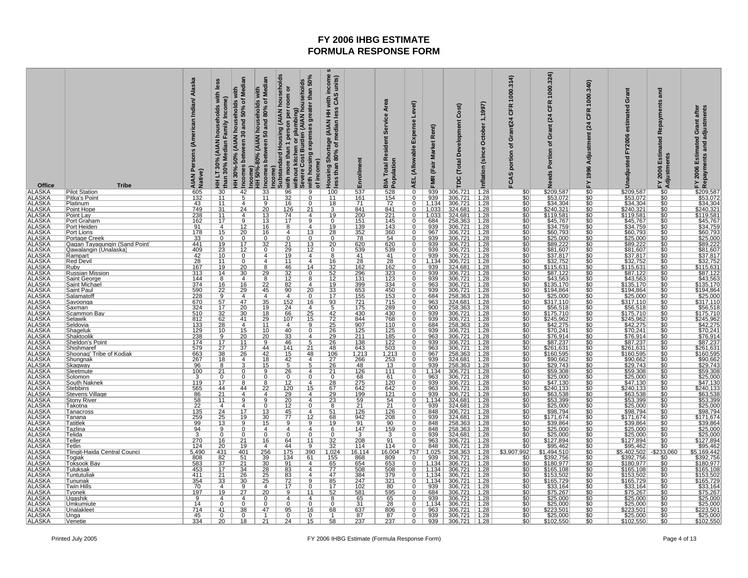# FY 2006 IHBG ESTIMATE
# FORMULA RESPONSE FORM

| Office | Tribe | AIAN Persons (American Indian/ Alaska Native) | HH LT 30% (AIAN households with less than 30% Median Family Income) | HH 30%-50% (AIAN households with Incomes between 30 and 50% of Median Income) | HH 50%-80% (AIAN households with Incomes between 50 and 80% of Median Income) | Substandard Housing (AIAN households with more than 1 person per room or without kitchen or plumbing) | Severe Cost Burden (AIAN households with housing expenses greater than 50% of income) | Housing Shortage (AIAN HH with incomes less than 80% of median less CAS units) | Enrollment | BIA Total Resident Service Area Population | AEL (Allowable Expense Level) | FMR (Fair Market Rent) | TDC (Total Development Cost) | Inflation (since October 1,1997) | FCAS portion of Grant(24 CFR 1000.314) | Needs Portion of Grant (24 CFR 1000.324) | FY 1996 Adjustment (24 CFR 1000.340) | Unadjusted FY2006 estimated Grant | FY 2006 Estimated Repayments and Adjustments | FY 2006 Estimated Grant after Repayments and adjustments |
|---|---|---|---|---|---|---|---|---|---|---|---|---|---|---|---|---|---|---|---|---|
| ALASKA | Pilot Station | 605 | 30 | 42 | 33 | 96 | 9 | 100 | 537 | 528 | 0 | 939 | 306,721 | 1.28 | $0 | $209,587 | $0 | $209,587 | $0 | $209,587 |
| ALASKA | Pitka's Point | 132 | 11 | 5 | 11 | 32 | 0 | 11 | 161 | 154 | 0 | 939 | 306,721 | 1.28 | $0 | $53,072 | $0 | $53,072 | $0 | $53,072 |
| ALASKA | Platinum | 43 | 11 | 4 | 9 | 16 | 0 | 18 | 71 | 72 | 0 | 1,134 | 306,721 | 1.28 | $0 | $34,304 | $0 | $34,304 | $0 | $34,304 |
| ALASKA | Point Hope | 749 | 31 | 24 | 20 | 126 | 21 | 3 | 841 | 841 | 0 | 1,033 | 324,681 | 1.28 | $0 | $240,321 | $0 | $240,321 | $0 | $240,321 |
| ALASKA | Point Lay | 238 | 11 | 4 | 13 | 74 | 4 | 19 | 200 | 221 | 0 | 1,033 | 324,681 | 1.28 | $0 | $119,581 | $0 | $119,581 | $0 | $119,581 |
| ALASKA | Port Graham | 162 | 17 | 9 | 13 | 17 | 9 | 0 | 151 | 145 | 0 | 684 | 258,363 | 1.28 | $0 | $45,767 | $0 | $45,767 | $0 | $45,767 |
| ALASKA | Port Heiden | 91 | 4 | 12 | 16 | 8 | 4 | 19 | 139 | 143 | 0 | 939 | 306,721 | 1.28 | $0 | $34,759 | $0 | $34,759 | $0 | $34,759 |
| ALASKA | Port Lions | 178 | 15 | 20 | 16 | 4 | 13 | 28 | 352 | 360 | 0 | 967 | 306,721 | 1.28 | $0 | $60,793 | $0 | $60,793 | $0 | $60,793 |
| ALASKA | Portage Creek | 33 | 0 | 0 | 0 | 0 | 0 | 0 | 78 | 54 | 0 | 939 | 306,721 | 1.28 | $0 | $25,000 | $0 | $25,000 | $0 | $25,000 |
| ALASKA | Qagan Tayagungin (Sand Point) | 441 | 19 | 17 | 32 | 21 | 13 | 20 | 620 | 620 | 0 | 939 | 306,721 | 1.28 | $0 | $89,222 | $0 | $89,222 | $0 | $89,222 |
| ALASKA | Qawalangin (Unalaska) | 409 | 23 | 12 | 0 | 29 | 12 | 0 | 539 | 539 | 0 | 939 | 306,721 | 1.28 | $0 | $81,607 | $0 | $81,607 | $0 | $81,607 |
| ALASKA | Rampart | 42 | 10 | 0 | 4 | 19 | 4 | 8 | 41 | 41 | 0 | 939 | 306,721 | 1.28 | $0 | $37,817 | $0 | $37,817 | $0 | $37,817 |
| ALASKA | Red Devil | 28 | 11 | 0 | 4 | 11 | 4 | 16 | 28 | 28 | 0 | 1,134 | 306,721 | 1.28 | $0 | $32,752 | $0 | $32,752 | $0 | $32,752 |
| ALASKA | Ruby | 167 | 19 | 20 | 8 | 46 | 14 | 32 | 162 | 162 | 0 | 939 | 324,681 | 1.28 | $0 | $115,631 | $0 | $115,631 | $0 | $115,631 |
| ALASKA | Russian Mission | 313 | 14 | 30 | 29 | 32 | 0 | 52 | 296 | 323 | 0 | 939 | 306,721 | 1.28 | $0 | $87,122 | $0 | $87,122 | $0 | $87,122 |
| ALASKA | Saint George | 144 | 8 | 4 | 8 | 12 | 8 | 12 | 131 | 123 | 0 | 939 | 306,721 | 1.28 | $0 | $43,563 | $0 | $43,563 | $0 | $43,563 |
| ALASKA | Saint Michael | 374 | 16 | 16 | 22 | 82 | 4 | 19 | 399 | 334 | 0 | 963 | 306,721 | 1.28 | $0 | $135,170 | $0 | $135,170 | $0 | $135,170 |
| ALASKA | Saint Paul | 590 | 22 | 29 | 45 | 90 | 20 | 33 | 653 | 450 | 0 | 939 | 306,721 | 1.28 | $0 | $194,864 | $0 | $194,864 | $0 | $194,864 |
| ALASKA | Salamatoff | 228 | 9 | 4 | 4 | 4 | 0 | 17 | 155 | 153 | 0 | 684 | 258,363 | 1.28 | $0 | $25,000 | $0 | $25,000 | $0 | $25,000 |
| ALASKA | Savoonga | 670 | 57 | 47 | 35 | 152 | 16 | 93 | 721 | 715 | 0 | 963 | 324,681 | 1.28 | $0 | $317,110 | $0 | $317,110 | $0 | $317,110 |
| ALASKA | Saxman | 324 | 17 | 20 | 19 | 24 | 4 | 5 | 175 | 289 | 0 | 900 | 258,363 | 1.28 | $0 | $56,518 | $0 | $56,518 | $0 | $56,518 |
| ALASKA | Scammon Bay | 510 | 32 | 30 | 18 | 66 | 25 | 42 | 430 | 430 | 0 | 963 | 306,721 | 1.28 | $0 | $175,710 | $0 | $175,710 | $0 | $175,710 |
| ALASKA | Selawik | 812 | 62 | 41 | 29 | 107 | 15 | 72 | 844 | 768 | 0 | 939 | 306,721 | 1.28 | $0 | $245,962 | $0 | $245,962 | $0 | $245,962 |
| ALASKA | Seldovia | 133 | 28 | 4 | 11 | 4 | 9 | 25 | 907 | 110 | 0 | 684 | 258,363 | 1.28 | $0 | $42,275 | $0 | $42,275 | $0 | $42,275 |
| ALASKA | Shageluk | 129 | 10 | 15 | 10 | 40 | 0 | 26 | 125 | 125 | 0 | 939 | 306,721 | 1.28 | $0 | $70,241 | $0 | $70,241 | $0 | $70,241 |
| ALASKA | Shaktoolik | 238 | 9 | 20 | 20 | 33 | 4 | 29 | 211 | 185 | 0 | 963 | 306,721 | 1.28 | $0 | $76,914 | $0 | $76,914 | $0 | $76,914 |
| ALASKA | Sheldon's Point | 174 | 17 | 11 | 9 | 46 | 5 | 26 | 138 | 122 | 0 | 939 | 306,721 | 1.28 | $0 | $87,237 | $0 | $87,237 | $0 | $87,237 |
| ALASKA | Shishmaref | 579 | 27 | 37 | 44 | 141 | 21 | 48 | 643 | 503 | 0 | 963 | 306,721 | 1.28 | $0 | $261,631 | $0 | $261,631 | $0 | $261,631 |
| ALASKA | Shoonaq' Tribe of Kodiak | 663 | 38 | 26 | 42 | 15 | 48 | 106 | 1,213 | 1,213 | 0 | 967 | 258,363 | 1.28 | $0 | $160,595 | $0 | $160,595 | $0 | $160,595 |
| ALASKA | Shungnak | 267 | 18 | 4 | 18 | 42 | 4 | 27 | 266 | 253 | 0 | 939 | 324,681 | 1.28 | $0 | $90,662 | $0 | $90,662 | $0 | $90,662 |
| ALASKA | Skagway | 96 | 8 | 3 | 15 | 5 | 5 | 26 | 48 | 13 | 0 | 939 | 258,363 | 1.28 | $0 | $29,743 | $0 | $29,743 | $0 | $29,743 |
| ALASKA | Sleetmute | 100 | 21 | 0 | 9 | 26 | 4 | 21 | 126 | 111 | 0 | 1,134 | 306,721 | 1.28 | $0 | $59,308 | $0 | $59,308 | $0 | $59,308 |
| ALASKA | Solomon | 3 | 0 | 0 | 0 | 0 | 0 | 0 | 68 | 61 | 0 | 963 | 306,721 | 1.28 | $0 | $25,000 | $0 | $25,000 | $0 | $25,000 |
| ALASKA | South Naknek | 119 | 17 | 8 | 8 | 12 | 4 | 28 | 275 | 120 | 0 | 939 | 306,721 | 1.28 | $0 | $47,130 | $0 | $47,130 | $0 | $47,130 |
| ALASKA | Stebbins | 565 | 44 | 44 | 22 | 120 | 15 | 67 | 642 | 642 | 0 | 963 | 306,721 | 1.28 | $0 | $240,133 | $0 | $240,133 | $0 | $240,133 |
| ALASKA | Stevens Village | 86 | 21 | 4 | 4 | 29 | 4 | 29 | 199 | 121 | 0 | 939 | 306,721 | 1.28 | $0 | $63,538 | $0 | $63,538 | $0 | $63,538 |
| ALASKA | Stony River | 58 | 11 | 9 | 9 | 20 | 4 | 23 | 59 | 54 | 0 | 1,134 | 324,681 | 1.28 | $0 | $53,399 | $0 | $53,399 | $0 | $53,399 |
| ALASKA | Takotna | 22 | 4 | 4 | 0 | 12 | 0 | 8 | 21 | 21 | 0 | 939 | 324,681 | 1.28 | $0 | $25,000 | $0 | $25,000 | $0 | $25,000 |
| ALASKA | Tanacross | 135 | 24 | 17 | 13 | 45 | 4 | 51 | 126 | 126 | 0 | 848 | 306,721 | 1.28 | $0 | $98,794 | $0 | $98,794 | $0 | $98,794 |
| ALASKA | Tanana | 259 | 25 | 19 | 30 | 77 | 12 | 68 | 942 | 208 | 0 | 939 | 324,681 | 1.28 | $0 | $171,674 | $0 | $171,674 | $0 | $171,674 |
| ALASKA | Tatitlek | 99 | 13 | 9 | 15 | 9 | 9 | 19 | 91 | 90 | 0 | 848 | 258,363 | 1.28 | $0 | $39,864 | $0 | $39,864 | $0 | $39,864 |
| ALASKA | Tazlina | 94 | 9 | 0 | 4 | 4 | 4 | 6 | 147 | 159 | 0 | 848 | 258,363 | 1.28 | $0 | $25,000 | $0 | $25,000 | $0 | $25,000 |
| ALASKA | Telida | 3 | 0 | 0 | 0 | 0 | 0 | 0 | 3 | 3 | 0 | 939 | 324,681 | 1.28 | $0 | $25,000 | $0 | $25,000 | $0 | $25,000 |
| ALASKA | Teller | 270 | 16 | 21 | 16 | 64 | 11 | 32 | 208 | 91 | 0 | 963 | 306,721 | 1.28 | $0 | $127,894 | $0 | $127,894 | $0 | $127,894 |
| ALASKA | Tetlin | 124 | 20 | 19 | 4 | 44 | 9 | 32 | 114 | 114 | 0 | 848 | 306,721 | 1.28 | $0 | $95,462 | $0 | $95,462 | $0 | $95,462 |
| ALASKA | Tlingit-Haida Central Counci | 5,490 | 431 | 401 | 256 | 175 | 390 | 1,024 | 16,114 | 16,004 | 757 | 1,025 | 258,363 | 1.28 | $3,907,992 | $1,494,510 | $0 | $5,402,502 | -$233,060 | $5,169,442 |
| ALASKA | Togiak | 808 | 82 | 51 | 39 | 134 | 61 | 155 | 868 | 809 | 0 | 939 | 306,721 | 1.28 | $0 | $392,756 | $0 | $392,756 | $0 | $392,756 |
| ALASKA | Toksook Bay | 583 | 37 | 21 | 30 | 91 | 4 | 65 | 654 | 653 | 0 | 1,134 | 306,721 | 1.28 | $0 | $180,977 | $0 | $180,977 | $0 | $180,977 |
| ALASKA | Tuluksak | 453 | 17 | 34 | 28 | 83 | 4 | 77 | 508 | 508 | 0 | 1,134 | 306,721 | 1.28 | $0 | $165,108 | $0 | $165,108 | $0 | $165,108 |
| ALASKA | Tuntutuliak | 411 | 21 | 26 | 25 | 83 | 4 | 47 | 384 | 379 | 0 | 1,134 | 306,721 | 1.28 | $0 | $153,502 | $0 | $153,502 | $0 | $153,502 |
| ALASKA | Tununak | 354 | 33 | 30 | 25 | 72 | 9 | 85 | 247 | 321 | 0 | 1,134 | 306,721 | 1.28 | $0 | $165,729 | $0 | $165,729 | $0 | $165,729 |
| ALASKA | Twin Hills | 70 | 4 | 9 | 4 | 17 | 0 | 17 | 102 | 80 | 0 | 939 | 306,721 | 1.28 | $0 | $33,164 | $0 | $33,164 | $0 | $33,164 |
| ALASKA | Tyonek | 197 | 19 | 27 | 20 | 9 | 11 | 52 | 581 | 595 | 0 | 684 | 258,363 | 1.28 | $0 | $75,267 | $0 | $75,267 | $0 | $75,267 |
| ALASKA | Ugashik | 9 | 4 | 4 | 0 | 4 | 4 | 8 | 65 | 65 | 0 | 939 | 306,721 | 1.28 | $0 | $25,000 | $0 | $25,000 | $0 | $25,000 |
| ALASKA | Umkumiute | 14 | 0 | 0 | 0 | 0 | 0 | 0 | 31 | 28 | 0 | 1,134 | 306,721 | 1.28 | $0 | $25,000 | $0 | $25,000 | $0 | $25,000 |
| ALASKA | Unalakleet | 714 | 41 | 38 | 47 | 95 | 16 | 68 | 637 | 806 | 0 | 963 | 306,721 | 1.28 | $0 | $223,501 | $0 | $223,501 | $0 | $223,501 |
| ALASKA | Unga | 45 | 0 | 0 | 1 | 0 | 0 | 1 | 87 | 87 | 0 | 939 | 306,721 | 1.28 | $0 | $25,000 | $0 | $25,000 | $0 | $25,000 |
| ALASKA | Venetie | 334 | 20 | 18 | 21 | 24 | 15 | 58 | 237 | 237 | 0 | 939 | 306,721 | 1.28 | $0 | $102,550 | $0 | $102,550 | $0 | $102,550 |

Printed July 2005 FY 2006 IHBG Estimate (Formula Response Form)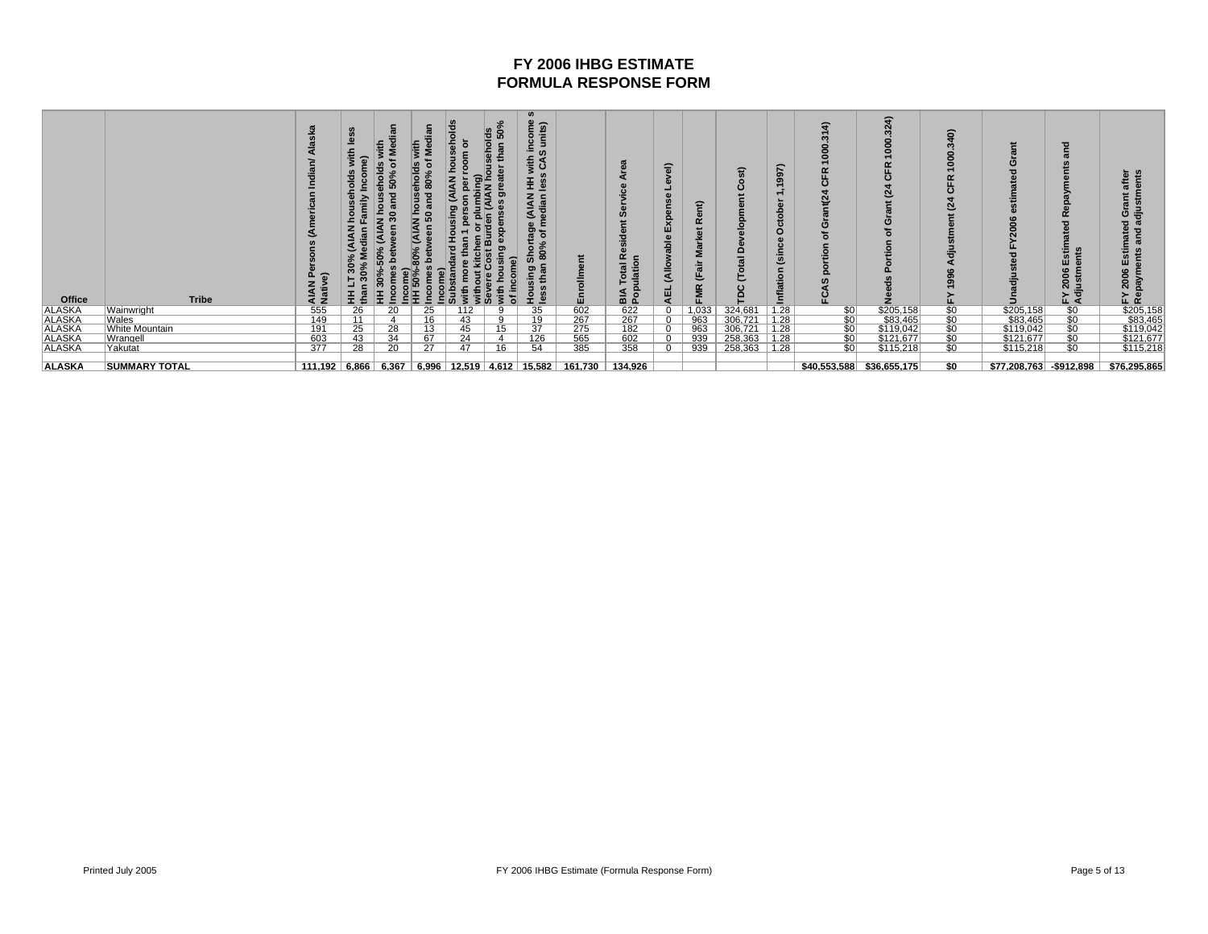# FY 2006 IHBG ESTIMATE
# FORMULA RESPONSE FORM

| Office | Tribe | AIAN Persons (American Indian/ Alaska Native) | HH LT 30% (AIAN households with less than 30% Median Family Income) | HH 30%-50% (AIAN households with Incomes between 30 and 50% of Median Income) | HH 50%-80% (AIAN households with Incomes between 50 and 80% of Median Income) | Substandard Housing (AIAN households with more than 1 person per room or without kitchen or plumbing) | Severe Cost Burden (AIAN households with housing expenses greater than 50% of income) | Housing Shortage (AIAN HH with income s less than 80% of median less CAS units) | Enrollment | BIA Total Resident Service Area Population | AEL (Allowable Expense Level) | FMR (Fair Market Rent) | TDC (Total Development Cost) | Inflation (since October 1,1997) | FCAS portion of Grant(24 CFR 1000.314) | Needs Portion of Grant (24 CFR 1000.324) | FY 1996 Adjustment (24 CFR 1000.340) | Unadjusted FY2006 estimated Grant | FY 2006 Estimated Repayments and Adjustments | FY 2006 Estimated Grant after Repayments and adjustments |
|---|---|---|---|---|---|---|---|---|---|---|---|---|---|---|---|---|---|---|---|---|
| ALASKA | Wainwright | 555 | 26 | 20 | 25 | 112 | 9 | 35 | 602 | 622 | 0 | 1,033 | 324,681 | 1.28 | $0 | $205,158 | $0 | $205,158 | $0 | $205,158 |
| ALASKA | Wales | 149 | 11 | 4 | 16 | 43 | 9 | 19 | 267 | 267 | 0 | 963 | 306,721 | 1.28 | $0 | $83,465 | $0 | $83,465 | $0 | $83,465 |
| ALASKA | White Mountain | 191 | 25 | 28 | 13 | 45 | 15 | 37 | 275 | 182 | 0 | 963 | 306,721 | 1.28 | $0 | $119,042 | $0 | $119,042 | $0 | $119,042 |
| ALASKA | Wrangell | 603 | 43 | 34 | 67 | 24 | 4 | 126 | 565 | 602 | 0 | 939 | 258,363 | 1.28 | $0 | $121,677 | $0 | $121,677 | $0 | $121,677 |
| ALASKA | Yakutat | 377 | 28 | 20 | 27 | 47 | 16 | 54 | 385 | 358 | 0 | 939 | 258,363 | 1.28 | $0 | $115,218 | $0 | $115,218 | $0 | $115,218 |
| | | | | | | | | | | | | | | | | | | | | |
| **ALASKA** | **SUMMARY TOTAL** | **111,192** | **6,866** | **6,367** | **6,996** | **12,519** | **4,612** | **15,582** | **161,730** | **134,926** | | | | | **$40,553,588** | **$36,655,175** | **$0** | **$77,208,763** | **-$912,898** | **$76,295,865** |

Printed July 2005

FY 2006 IHBG Estimate (Formula Response Form)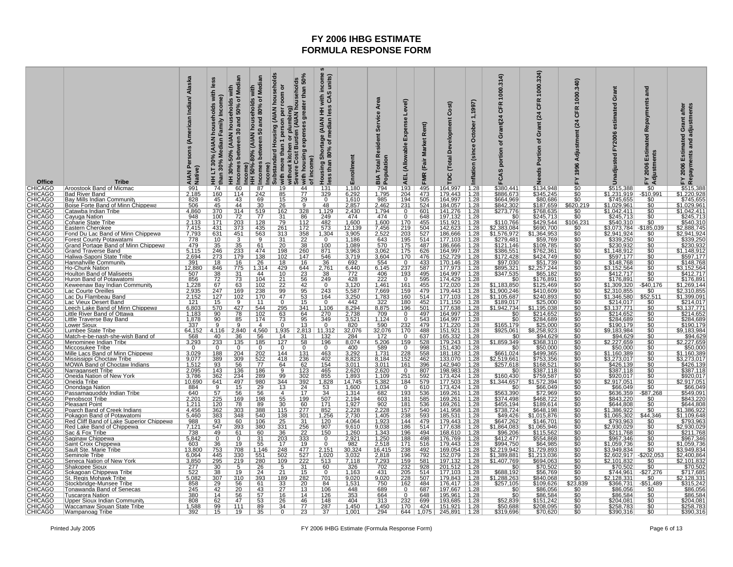# FY 2006 IHBG ESTIMATE
# FORMULA RESPONSE FORM

| Office | Tribe | AIAN Persons (American Indian/ Alaska Native) | HH LT 30% (AIAN households with less than 30% Median Family Income) | HH 30%-50% (AIAN households with Incomes between 30 and 50% of Median Income) | HH 50%-80% (AIAN households with Incomes between 50 and 80% of Median Income) | Substandard Housing (AIAN households with more than 1 person per room or without kitchen or plumbing) | Severe Cost Burden (AIAN households with housing expenses greater than 50% of income) | Housing Shortage (AIAN HH with incomes less than 80% of median less CAS units) | Enrollment | BIA Total Resident Service Area Population | AEL (Allowable Expense Level) | FMR (Fair Market Rent) | TDC (Total Development Cost) | Inflation (since October 1,1997) | FCAS portion of Grant(24 CFR 1000.314) | Needs Portion of Grant (24 CFR 1000.324) | FY 1996 Adjustment (24 CFR 1000.340) | Unadjusted FY2006 estimated Grant | FY 2006 Estimated Repayments and Adjustments | FY 2006 Estimated Grant after Repayments and adjustments |
|---|---|---|---|---|---|---|---|---|---|---|---|---|---|---|---|---|---|---|---|---|
| CHICAGO | Aroostook Band of Micmac | 991 | 74 | 60 | 87 | 19 | 44 | 131 | 1,180 | 794 | 193 | 495 | 164,997 | 1.28 | $380,441 | $134,948 | $0 | $515,388 | $0 | $515,388 |
| CHICAGO | Bad River Band | 2,185 | 160 | 114 | 242 | 85 | 77 | 329 | 6,292 | 1,795 | 204 | 473 | 179,443 | 1.28 | $886,673 | $345,245 | $0 | $1,231,919 | -$10,991 | $1,220,928 |
| CHICAGO | Bay Mills Indian Community | 828 | 45 | 43 | 69 | 15 | 29 | 0 | 1,610 | 985 | 194 | 505 | 164,997 | 1.28 | $664,969 | $80,686 | $0 | $745,655 | $0 | $745,655 |
| CHICAGO | Boise Forte Band of Minn Chippewa | 506 | 45 | 44 | 30 | 26 | 9 | 48 | 2,857 | 2,462 | 231 | 524 | 184,057 | 1.28 | $842,302 | $187,659 | $620,219 | $1,029,961 | $0 | $1,029,961 |
| CHICAGO | Catawba Indian Tribe | 4,860 | 370 | 314 | 519 | 162 | 328 | 1,129 | 2,430 | 1,794 | 0 | 601 | 141,276 | 1.28 | $273,776 | $768,635 | $0 | $1,042,411 | $0 | $1,042,411 |
| CHICAGO | Cayuga Nation | 948 | 100 | 72 | 77 | 31 | 86 | 249 | 474 | 474 | 0 | 648 | 197,132 | 1.28 | $0 | $245,713 | $0 | $245,713 | $0 | $245,713 |
| CHICAGO | Coharie State Tribe | 2,133 | 171 | 203 | 128 | 79 | 112 | 482 | 1,600 | 1,600 | 170 | 455 | 151,921 | 1.28 | $110,766 | $429,544 | $106,231 | $540,310 | $0 | $540,310 |
| CHICAGO | Eastern Cherokee | 7,415 | 431 | 373 | 435 | 261 | 172 | 573 | 12,139 | 7,456 | 219 | 504 | 142,623 | 1.28 | $2,383,084 | $690,700 | $0 | $3,073,784 | -$185,039 | $2,888,745 |
| CHICAGO | Fond Du Lac Band of Minn Chippewa | 7,793 | 631 | 451 | 563 | 313 | 358 | 1,304 | 3,905 | 2,522 | 203 | 527 | 186,666 | 1.28 | $1,576,972 | $1,364,953 | $0 | $2,941,924 | $0 | $2,941,924 |
| CHICAGO | Forest County Potawatami | 778 | 10 | 3 | 9 | 31 | 22 | 0 | 1,186 | 643 | 195 | 514 | 177,103 | 1.28 | $279,481 | $59,769 | $0 | $339,250 | $0 | $339,250 |
| CHICAGO | Grand Portage Band of Minn Chippewa | 479 | 35 | 35 | 61 | 20 | 38 | 100 | 1,089 | 570 | 175 | 487 | 186,666 | 1.28 | $121,146 | $109,785 | $0 | $230,932 | $0 | $230,932 |
| CHICAGO | Grand Traverse Band | 5,115 | 246 | 233 | 474 | 198 | 260 | 871 | 3,963 | 3,062 | 175 | 626 | 164,997 | 1.28 | $386,551 | $762,361 | $0 | $1,148,912 | $0 | $1,148,912 |
| CHICAGO | Haliwa-Saponi State Tribe | 2,694 | 273 | 179 | 138 | 102 | 147 | 546 | 3,719 | 3,604 | 170 | 476 | 152,729 | 1.28 | $172,428 | $424,749 | $0 | $597,177 | $0 | $597,177 |
| CHICAGO | Hannahville Community | 391 | 18 | 16 | 26 | 18 | 16 | 36 | 692 | 554 | 0 | 433 | 170,146 | 1.28 | $97,030 | $51,739 | $0 | $148,768 | $0 | $148,768 |
| CHICAGO | Ho-Chunk Nation | 12,880 | 846 | 775 | 1,314 | 429 | 644 | 2,761 | 6,440 | 6,145 | 237 | 587 | 177,973 | 1.28 | $895,321 | $2,257,244 | $0 | $3,152,564 | $0 | $3,152,564 |
| CHICAGO | Houlton Band of Maliseets | 507 | 38 | 31 | 44 | 10 | 23 | 38 | 772 | 406 | 193 | 495 | 164,997 | 1.28 | $347,535 | $65,182 | $0 | $412,717 | $0 | $412,717 |
| CHICAGO | Huron Band of Potawatomi | 856 | 72 | 73 | 104 | 21 | 56 | 249 | 428 | 222 | 0 | 595 | 174,429 | 1.28 | $0 | $176,891 | $0 | $176,891 | $0 | $176,891 |
| CHICAGO | Keweenaw Bay Indian Community | 1,228 | 67 | 63 | 102 | 22 | 42 | 0 | 3,120 | 1,461 | 161 | 455 | 172,020 | 1.28 | $1,183,850 | $125,469 | $0 | $1,309,320 | -$40,176 | $1,269,144 |
| CHICAGO | Lac Courte Oreilles | 2,935 | 247 | 169 | 238 | 99 | 95 | 243 | 5,587 | 7,669 | 159 | 479 | 179,443 | 1.28 | $1,900,246 | $410,609 | $0 | $2,310,855 | $0 | $2,310,855 |
| CHICAGO | Lac Du Flambeau Band | 2,152 | 127 | 102 | 170 | 47 | 53 | 164 | 3,250 | 1,783 | 160 | 514 | 177,103 | 1.28 | $1,105,687 | $240,893 | $0 | $1,346,580 | $52,511 | $1,399,091 |
| CHICAGO | Lac Vieux Desert Band | 121 | 15 | 9 | 11 | 0 | 15 | 0 | 442 | 322 | 180 | 452 | 171,150 | 1.28 | $189,017 | $25,000 | $0 | $214,017 | $0 | $214,017 |
| CHICAGO | Leech Lake Band of Minn Chippewa | 6,803 | 570 | 427 | 544 | 295 | 341 | 1,106 | 8,294 | 8,875 | 196 | 501 | 177,638 | 1.28 | $1,942,734 | $1,195,038 | $0 | $3,137,771 | $0 | $3,137,771 |
| CHICAGO | Little River Band of Ottawa | 1,183 | 90 | 78 | 102 | 63 | 64 | 270 | 2,738 | 709 | 0 | 497 | 164,997 | 1.28 | $0 | $214,652 | $0 | $214,652 | $0 | $214,652 |
| CHICAGO | Little Traverse Bay Band | 1,878 | 90 | 85 | 174 | 73 | 95 | 349 | 3,521 | 1,124 | 0 | 543 | 164,997 | 1.28 | $0 | $284,689 | $0 | $284,689 | $0 | $284,689 |
| CHICAGO | Lower Sioux | 337 | 9 | 9 | 4 | 0 | 13 | 0 | 820 | 590 | 232 | 479 | 171,220 | 1.28 | $165,179 | $25,000 | $0 | $190,179 | $0 | $190,179 |
| CHICAGO | Lumbee State Tribe | 64,152 | 4,116 | 2,840 | 4,560 | 1,935 | 2,813 | 11,312 | 32,076 | 32,076 | 170 | 488 | 151,921 | 1.28 | $925,061 | $8,258,923 | $0 | $9,183,984 | $0 | $9,183,984 |
| CHICAGO | Match-e-be-nash-she-wish Band of | 568 | 40 | 36 | 56 | 14 | 31 | 132 | 284 | 172 | 0 | 637 | 165,332 | 1.28 | $0 | $94,629 | $0 | $94,629 | $0 | $94,629 |
| CHICAGO | Menominee Indian Tribe | 3,293 | 233 | 135 | 185 | 127 | 58 | 196 | 8,074 | 5,206 | 159 | 528 | 179,243 | 1.28 | $1,859,349 | $368,310 | $0 | $2,227,659 | $0 | $2,227,659 |
| CHICAGO | Miccosukee Tribe | 0 | 0 | 0 | 0 | 0 | 0 | 0 | 400 | 589 | 0 | 998 | 151,430 | 1.28 | $0 | $50,000 | $0 | $50,000 | $0 | $50,000 |
| CHICAGO | Mille Lacs Band of Minn Chippewa | 3,029 | 188 | 204 | 202 | 144 | 131 | 463 | 3,292 | 1,731 | 228 | 558 | 181,182 | 1.28 | $661,024 | $499,365 | $0 | $1,160,389 | $0 | $1,160,389 |
| CHICAGO | Mississippi Choctaw Tribe | 9,077 | 389 | 309 | 522 | 418 | 236 | 402 | 8,823 | 8,184 | 152 | 462 | 133,070 | 1.28 | $2,519,661 | $753,356 | $0 | $3,273,017 | $0 | $3,273,017 |
| CHICAGO | MOWA Band of Choctaw Indians | 1,512 | 93 | 56 | 77 | 64 | 62 | 154 | 3,011 | 3,011 | 161 | 396 | 142,940 | 1.28 | $257,618 | $168,521 | $0 | $426,139 | $0 | $426,139 |
| CHICAGO | Narragansett Tribe | 2,095 | 143 | 136 | 186 | 9 | 123 | 465 | 2,620 | 2,620 | 0 | 807 | 198,983 | 1.28 | $0 | $387,118 | $0 | $387,118 | $0 | $387,118 |
| CHICAGO | Oneida Nation of New York | 3,786 | 362 | 234 | 289 | 99 | 302 | 855 | 1,893 | 1,109 | 251 | 592 | 173,424 | 1.28 | $160,430 | $759,587 | $0 | $920,017 | $0 | $920,017 |
| CHICAGO | Oneida Tribe | 10,690 | 641 | 497 | 980 | 344 | 392 | 1,828 | 14,745 | 5,382 | 184 | 579 | 177,503 | 1.28 | $1,344,657 | $1,572,394 | $0 | $2,917,051 | $0 | $2,917,051 |
| CHICAGO | Onondaga Nation | 884 | 9 | 15 | 29 | 13 | 24 | 53 | 1,600 | 1,034 | 0 | 610 | 173,424 | 1.28 | $0 | $66,049 | $0 | $66,049 | $0 | $66,049 |
| CHICAGO | Passamaquoddy Indian Tribe | 640 | 57 | 56 | 56 | 4 | 17 | 34 | 1,314 | 682 | 193 | 536 | 169,261 | 1.28 | $563,390 | $72,969 | $0 | $636,359 | -$87,268 | $549,091 |
| CHICAGO | Penobscot Tribe | 2,201 | 225 | 169 | 198 | 55 | 199 | 507 | 2,194 | 603 | 181 | 585 | 169,261 | 1.28 | $374,498 | $468,722 | $0 | $843,220 | $0 | $843,220 |
| CHICAGO | Pleasant Point | 1,211 | 120 | 78 | 89 | 30 | 60 | 171 | 1,927 | 902 | 181 | 536 | 169,261 | 1.28 | $455,194 | $189,614 | $0 | $644,808 | $0 | $644,808 |
| CHICAGO | Poarch Band of Creek Indians | 4,456 | 362 | 303 | 388 | 115 | 277 | 852 | 2,228 | 2,228 | 157 | 540 | 141,958 | 1.28 | $738,724 | $648,198 | $0 | $1,386,922 | $0 | $1,386,922 |
| CHICAGO | Pokagon Band of Potawatomi | 5,460 | 383 | 348 | 540 | 138 | 301 | 1,256 | 2,730 | 1,405 | 238 | 593 | 185,531 | 1.28 | $49,426 | $1,015,876 | $0 | $1,065,302 | $44,346 | $1,109,648 |
| CHICAGO | Red Cliff Band of Lake Superior Chippewa | 988 | 93 | 60 | 106 | 25 | 31 | 120 | 4,064 | 1,923 | 144 | 479 | 179,443 | 1.28 | $647,262 | $146,701 | $0 | $793,963 | $0 | $793,963 |
| CHICAGO | Red Lake Band of Chippewa | 7,121 | 547 | 393 | 380 | 331 | 256 | 907 | 9,610 | 9,038 | 186 | 514 | 177,638 | 1.28 | $1,864,083 | $1,065,946 | $0 | $2,930,029 | $0 | $2,930,029 |
| CHICAGO | Sac & Fox Tribe | 738 | 49 | 61 | 60 | 36 | 22 | 150 | 1,260 | 1,343 | 196 | 494 | 168,610 | 1.28 | $96,206 | $115,562 | $0 | $211,768 | $0 | $211,768 |
| CHICAGO | Saginaw Chippewa | 5,842 | 0 | 0 | 31 | 203 | 333 | 0 | 2,921 | 1,250 | 188 | 498 | 176,769 | 1.28 | $412,477 | $554,868 | $0 | $967,346 | $0 | $967,346 |
| CHICAGO | Saint Croix Chippewa | 603 | 36 | 19 | 55 | 17 | 19 | 0 | 982 | 2,518 | 171 | 516 | 179,443 | 1.28 | $994,750 | $64,985 | $0 | $1,059,736 | $0 | $1,059,736 |
| CHICAGO | Sault Ste. Marie Tribe | 13,800 | 753 | 708 | 1,146 | 248 | 477 | 2,151 | 30,324 | 16,415 | 238 | 492 | 169,054 | 1.28 | $2,219,942 | $1,729,893 | $0 | $3,949,834 | $0 | $3,949,834 |
| CHICAGO | Seminole Tribe | 6,064 | 445 | 330 | 551 | 502 | 527 | 1,020 | 3,032 | 2,818 | 196 | 792 | 152,079 | 1.28 | $1,389,881 | $1,213,036 | $0 | $2,602,917 | -$202,053 | $2,400,864 |
| CHICAGO | Seneca Nation of New York | 3,850 | 295 | 219 | 280 | 109 | 222 | 513 | 7,118 | 7,293 | 159 | 581 | 197,132 | 1.28 | $1,407,769 | $694,063 | $0 | $2,101,832 | $0 | $2,101,832 |
| CHICAGO | Shakopee Sioux | 277 | 30 | 5 | 26 | 5 | 31 | 60 | 326 | 702 | 232 | 928 | 201,512 | 1.28 | $0 | $70,502 | $0 | $70,502 | $0 | $70,502 |
| CHICAGO | Sokagoan Chippewa Tribe | 522 | 38 | 19 | 24 | 21 | 15 | 0 | 1,163 | 431 | 205 | 514 | 177,103 | 1.28 | $688,192 | $56,769 | $0 | $744,961 | -$27,276 | $717,685 |
| CHICAGO | St. Regis Mohawk Tribe | 5,082 | 307 | 310 | 393 | 189 | 282 | 701 | 9,020 | 9,020 | 228 | 507 | 179,843 | 1.28 | $1,288,263 | $840,068 | $0 | $2,128,331 | $0 | $2,128,331 |
| CHICAGO | Stockbridge-Munsee Tribe | 858 | 29 | 56 | 61 | 33 | 20 | 84 | 1,531 | 750 | 162 | 484 | 176,417 | 1.28 | $257,105 | $109,626 | $23,839 | $366,731 | -$51,489 | $315,242 |
| CHICAGO | Tonawanda Band of Senecas | 245 | 42 | 20 | 43 | 27 | 13 | 106 | 448 | 689 | 0 | 687 | 197,667 | 1.28 | $0 | $86,056 | $0 | $86,056 | $0 | $86,056 |
| CHICAGO | Tuscarora Nation | 380 | 14 | 56 | 57 | 16 | 14 | 128 | 353 | 664 | 0 | 648 | 195,961 | 1.28 | $0 | $86,584 | $0 | $86,584 | $0 | $86,584 |
| CHICAGO | Upper Sioux Indian Community | 808 | 62 | 47 | 53 | 26 | 46 | 148 | 404 | 313 | 232 | 699 | 193,685 | 1.28 | $52,839 | $151,242 | $0 | $204,081 | $0 | $204,081 |
| CHICAGO | Waccamaw Siouan State Tribe | 1,588 | 99 | 111 | 89 | 34 | 77 | 287 | 1,450 | 1,450 | 170 | 424 | 151,921 | 1.28 | $50,688 | $208,095 | $0 | $258,783 | $0 | $258,783 |
| CHICAGO | Wampanoag Tribe | 392 | 15 | 19 | 35 | 0 | 23 | 37 | 1,001 | 294 | 644 | 1,075 | 245,891 | 1.28 | $319,696 | $70,620 | $0 | $390,316 | $0 | $390,316 |

Printed July 2005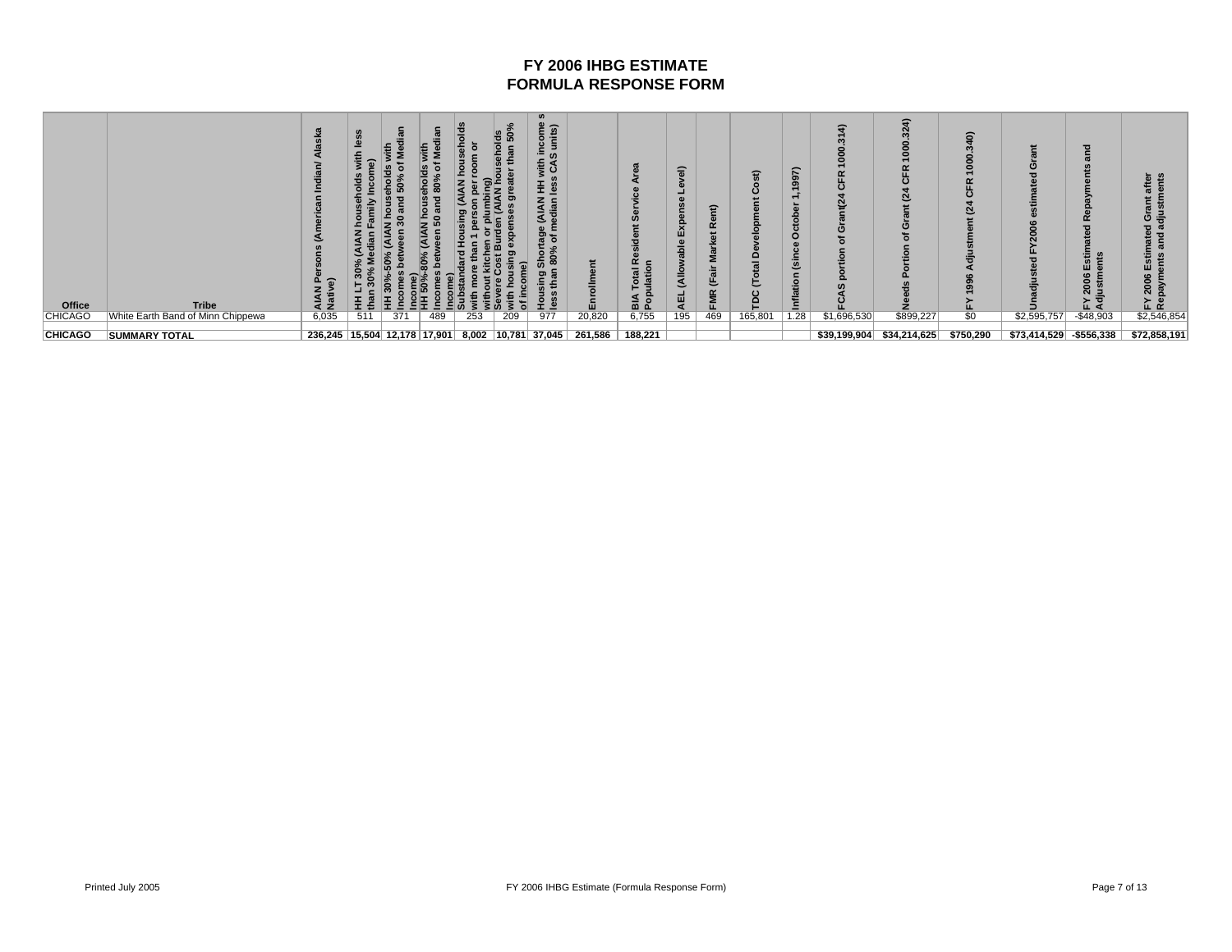# FY 2006 IHBG ESTIMATE
# FORMULA RESPONSE FORM

| Office | Tribe | AIAN Persons (American Indian/ Alaska Native) | HH LT 30% (AIAN households with less than 30% Median Family Income) | HH 30%-50% (AIAN households with Incomes between 30 and 50% of Median Income) | HH 50%-80% (AIAN households with Incomes between 50 and 80% of Median Income) | Substandard Housing (AIAN households with more than 1 person per room or without kitchen or plumbing) | Severe Cost Burden (AIAN households with housing expenses greater than 50% of income) | Housing Shortage (AIAN HH with income s less than 80% of median less CAS units) | Enrollment | BIA Total Resident Service Area Population | AEL (Allowable Expense Level) | FMR (Fair Market Rent) | TDC (Total Development Cost) | Inflation (since October 1,1997) | FCAS portion of Grant(24 CFR 1000.314) | Needs Portion of Grant (24 CFR 1000.324) | FY 1996 Adjustment (24 CFR 1000.340) | Unadjusted FY2006 estimated Grant | FY 2006 Estimated Repayments and Adjustments | FY 2006 Estimated Grant after Repayments and adjustments |
|---|---|---|---|---|---|---|---|---|---|---|---|---|---|---|---|---|---|---|---|---|
| CHICAGO | White Earth Band of Minn Chippewa | 6,035 | 511 | 371 | 489 | 253 | 209 | 977 | 20,820 | 6,755 | 195 | 469 | 165,801 | 1.28 | $1,696,530 | $899,227 | $0 | $2,595,757 | -$48,903 | $2,546,854 |
| **CHICAGO** | **SUMMARY TOTAL** | **236,245** | **15,504** | **12,178** | **17,901** | **8,002** | **10,781** | **37,045** | **261,586** | **188,221** | | | | | **$39,199,904** | **$34,214,625** | **$750,290** | **$73,414,529** | **-$556,338** | **$72,858,191** |

Printed July 2005

FY 2006 IHBG Estimate (Formula Response Form)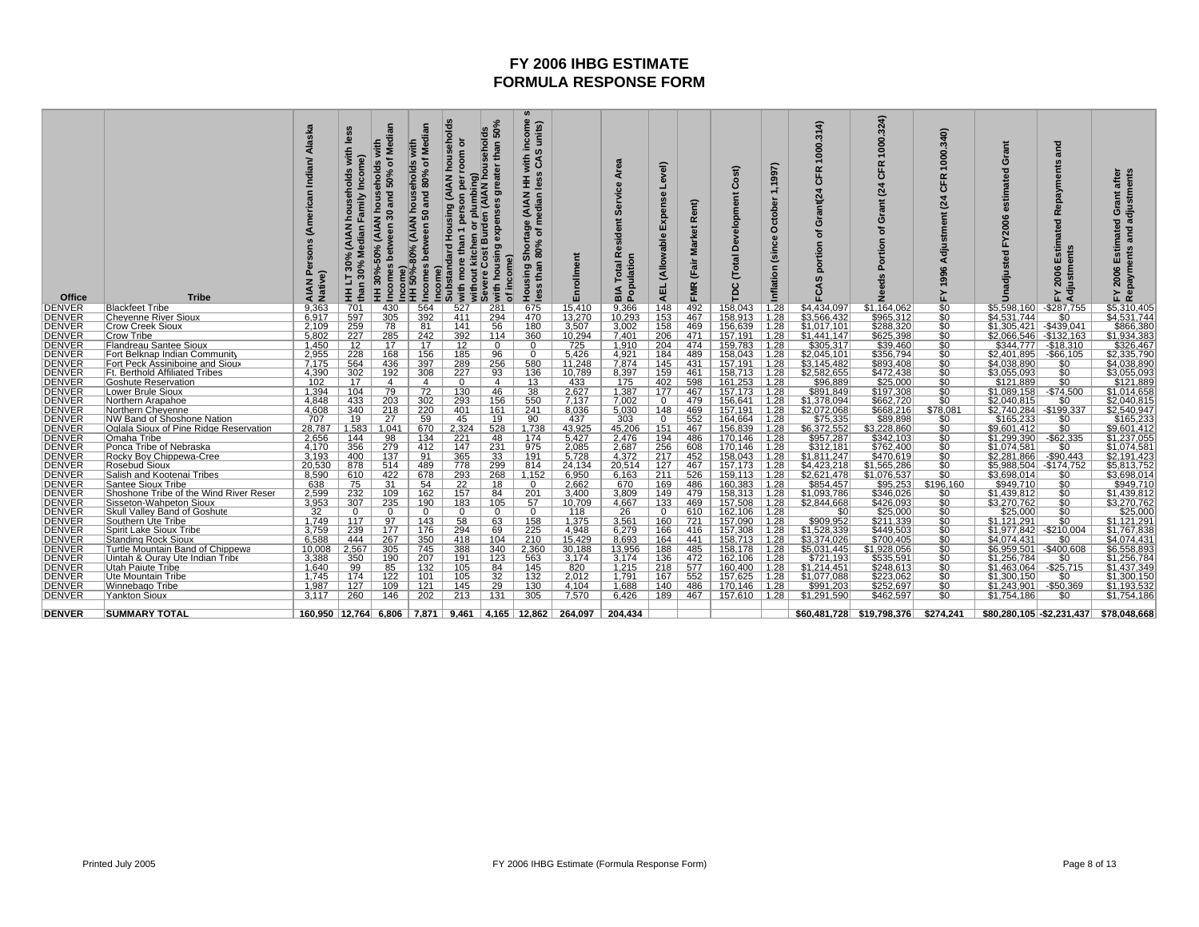# FY 2006 IHBG ESTIMATE
## FORMULA RESPONSE FORM

| Office | Tribe | AIAN Persons (American Indian/ Alaska Native) | HH LT 30% (AIAN households with less than 30% Median Family Income) | HH 30%-50% (AIAN households with Incomes between 30 and 50% of Median Income) | HH 50%-80% (AIAN households with Incomes between 50 and 80% of Median Income) | Substandard Housing (AIAN households with more than 1 person per room or without kitchen or plumbing) | Severe Cost Burden (AIAN households with housing expenses greater than 50% of income) | Housing Shortage (AIAN HH with income s less than 80% of median less CAS units) | Enrollment | BIA Total Resident Service Area Population | AEL (Allowable Expense Level) | FMR (Fair Market Rent) | TDC (Total Development Cost) | Inflation (since October 1,1997) | FCAS portion of Grant(24 CFR 1000.314) | Needs Portion of Grant (24 CFR 1000.324) | FY 1996 Adjustment (24 CFR 1000.340) | Unadjusted FY2006 estimated Grant | FY 2006 Estimated Repayments and Adjustments | FY 2006 Estimated Grant after Repayments and adjustments |
|---|---|---|---|---|---|---|---|---|---|---|---|---|---|---|---|---|---|---|---|---|
| DENVER | Blackfeet Tribe | 9,363 | 701 | 430 | 564 | 527 | 281 | 675 | 15,410 | 9,366 | 148 | 492 | 158,043 | 1.28 | $4,434,097 | $1,164,062 | $0 | $5,598,160 | -$287,755 | $5,310,405 |
| DENVER | Cheyenne River Sioux | 6,917 | 597 | 305 | 392 | 411 | 294 | 470 | 13,270 | 10,293 | 153 | 467 | 158,913 | 1.28 | $3,566,432 | $965,312 | $0 | $4,531,744 | $0 | $4,531,744 |
| DENVER | Crow Creek Sioux | 2,109 | 259 | 78 | 81 | 141 | 56 | 180 | 3,507 | 3,002 | 158 | 469 | 156,639 | 1.28 | $1,017,101 | $288,320 | $0 | $1,305,421 | -$439,041 | $866,380 |
| DENVER | Crow Tribe | 5,802 | 227 | 285 | 242 | 392 | 114 | 360 | 10,294 | 7,401 | 206 | 471 | 157,191 | 1.28 | $1,441,147 | $625,398 | $0 | $2,066,546 | -$132,163 | $1,934,383 |
| DENVER | Flandreau Santee Sioux | 1,450 | 12 | 17 | 17 | 12 | 0 | 0 | 725 | 1,910 | 204 | 474 | 159,783 | 1.28 | $305,317 | $39,460 | $0 | $344,777 | -$18,310 | $326,467 |
| DENVER | Fort Belknap Indian Community | 2,955 | 228 | 168 | 156 | 185 | 96 | 0 | 5,426 | 4,921 | 184 | 489 | 158,043 | 1.28 | $2,045,101 | $356,794 | $0 | $2,401,895 | -$66,105 | $2,335,790 |
| DENVER | Fort Peck Assiniboine and Sioux | 7,175 | 564 | 436 | 397 | 289 | 256 | 580 | 11,248 | 7,874 | 145 | 431 | 157,191 | 1.28 | $3,145,482 | $893,408 | $0 | $4,038,890 | $0 | $4,038,890 |
| DENVER | Ft. Berthold Affiliated Tribes | 4,390 | 302 | 192 | 308 | 227 | 93 | 136 | 10,789 | 8,397 | 159 | 461 | 158,713 | 1.28 | $2,582,655 | $472,438 | $0 | $3,055,093 | $0 | $3,055,093 |
| DENVER | Goshute Reservation | 102 | 17 | 4 | 4 | 0 | 4 | 13 | 433 | 175 | 402 | 598 | 161,253 | 1.28 | $96,889 | $25,000 | $0 | $121,889 | $0 | $121,889 |
| DENVER | Lower Brule Sioux | 1,394 | 104 | 79 | 72 | 130 | 46 | 38 | 2,627 | 1,387 | 177 | 467 | 157,173 | 1.28 | $891,849 | $197,308 | $0 | $1,089,158 | -$74,500 | $1,014,658 |
| DENVER | Northern Arapahoe | 4,848 | 433 | 203 | 302 | 293 | 156 | 550 | 7,137 | 7,002 | 0 | 479 | 156,641 | 1.28 | $1,378,094 | $662,720 | $0 | $2,040,815 | $0 | $2,040,815 |
| DENVER | Northern Cheyenne | 4,608 | 340 | 218 | 220 | 401 | 161 | 241 | 8,036 | 5,030 | 148 | 469 | 157,191 | 1.28 | $2,072,068 | $668,216 | $78,081 | $2,740,284 | -$199,337 | $2,540,947 |
| DENVER | NW Band of Shoshone Nation | 707 | 19 | 27 | 59 | 45 | 19 | 90 | 437 | 303 | 0 | 552 | 164,664 | 1.28 | $75,335 | $89,898 | $0 | $165,233 | $0 | $165,233 |
| DENVER | Oglala Sioux of Pine Ridge Reservation | 28,787 | 1,583 | 1,041 | 670 | 2,324 | 528 | 1,738 | 43,925 | 45,206 | 151 | 467 | 156,839 | 1.28 | $6,372,552 | $3,228,860 | $0 | $9,601,412 | $0 | $9,601,412 |
| DENVER | Omaha Tribe | 2,656 | 144 | 98 | 134 | 221 | 48 | 174 | 5,427 | 2,476 | 194 | 486 | 170,146 | 1.28 | $957,287 | $342,103 | $0 | $1,299,390 | -$62,335 | $1,237,055 |
| DENVER | Ponca Tribe of Nebraska | 4,170 | 356 | 279 | 412 | 147 | 231 | 975 | 2,085 | 2,687 | 256 | 608 | 170,146 | 1.28 | $312,181 | $762,400 | $0 | $1,074,581 | $0 | $1,074,581 |
| DENVER | Rocky Boy Chippewa-Cree | 3,193 | 400 | 137 | 91 | 365 | 33 | 191 | 5,728 | 4,372 | 217 | 452 | 158,043 | 1.28 | $1,811,247 | $470,619 | $0 | $2,281,866 | -$90,443 | $2,191,423 |
| DENVER | Rosebud Sioux | 20,530 | 878 | 514 | 489 | 778 | 299 | 814 | 24,134 | 20,514 | 127 | 467 | 157,173 | 1.28 | $4,423,218 | $1,565,286 | $0 | $5,988,504 | -$174,752 | $5,813,752 |
| DENVER | Salish and Kootenai Tribes | 8,590 | 610 | 422 | 678 | 293 | 268 | 1,152 | 6,950 | 6,163 | 211 | 526 | 159,113 | 1.28 | $2,621,478 | $1,076,537 | $0 | $3,698,014 | $0 | $3,698,014 |
| DENVER | Santee Sioux Tribe | 638 | 75 | 31 | 54 | 22 | 18 | 0 | 2,662 | 670 | 169 | 486 | 160,383 | 1.28 | $854,457 | $95,253 | $196,160 | $949,710 | $0 | $949,710 |
| DENVER | Shoshone Tribe of the Wind River Reser | 2,599 | 232 | 109 | 162 | 157 | 84 | 201 | 3,400 | 3,809 | 149 | 479 | 158,313 | 1.28 | $1,093,786 | $346,026 | $0 | $1,439,812 | $0 | $1,439,812 |
| DENVER | Sisseton-Wahpeton Sioux | 3,953 | 307 | 235 | 190 | 183 | 105 | 57 | 10,709 | 4,667 | 133 | 469 | 157,508 | 1.28 | $2,844,668 | $426,093 | $0 | $3,270,762 | $0 | $3,270,762 |
| DENVER | Skull Valley Band of Goshute | 32 | 0 | 0 | 0 | 0 | 0 | 0 | 118 | 26 | 0 | 610 | 162,106 | 1.28 | $0 | $25,000 | $0 | $25,000 | $0 | $25,000 |
| DENVER | Southern Ute Tribe | 1,749 | 117 | 97 | 143 | 58 | 63 | 158 | 1,375 | 3,561 | 160 | 721 | 157,090 | 1.28 | $909,952 | $211,339 | $0 | $1,121,291 | $0 | $1,121,291 |
| DENVER | Spirit Lake Sioux Tribe | 3,759 | 239 | 177 | 176 | 294 | 69 | 225 | 4,948 | 6,279 | 166 | 416 | 157,308 | 1.28 | $1,528,339 | $449,503 | $0 | $1,977,842 | -$210,004 | $1,767,838 |
| DENVER | Standing Rock Sioux | 6,588 | 444 | 267 | 350 | 418 | 104 | 210 | 15,429 | 8,693 | 164 | 441 | 158,713 | 1.28 | $3,374,026 | $700,405 | $0 | $4,074,431 | $0 | $4,074,431 |
| DENVER | Turtle Mountain Band of Chippewa | 10,008 | 2,567 | 305 | 745 | 388 | 340 | 2,360 | 30,188 | 13,956 | 188 | 485 | 158,178 | 1.28 | $5,031,445 | $1,928,056 | $0 | $6,959,501 | -$400,608 | $6,558,893 |
| DENVER | Uintah & Ouray Ute Indian Tribe | 3,388 | 350 | 190 | 207 | 191 | 123 | 563 | 3,174 | 3,174 | 136 | 472 | 162,106 | 1.28 | $721,193 | $535,591 | $0 | $1,256,784 | $0 | $1,256,784 |
| DENVER | Utah Paiute Tribe | 1,640 | 99 | 85 | 132 | 105 | 84 | 145 | 820 | 1,215 | 218 | 577 | 160,400 | 1.28 | $1,214,451 | $248,613 | $0 | $1,463,064 | -$25,715 | $1,437,349 |
| DENVER | Ute Mountain Tribe | 1,745 | 174 | 122 | 101 | 105 | 32 | 132 | 2,012 | 1,791 | 167 | 552 | 157,625 | 1.28 | $1,077,088 | $223,062 | $0 | $1,300,150 | $0 | $1,300,150 |
| DENVER | Winnebago Tribe | 1,987 | 127 | 109 | 121 | 145 | 29 | 130 | 4,104 | 1,688 | 140 | 486 | 170,146 | 1.28 | $991,203 | $252,697 | $0 | $1,243,901 | -$50,369 | $1,193,532 |
| DENVER | Yankton Sioux | 3,117 | 260 | 146 | 202 | 213 | 131 | 305 | 7,570 | 6,426 | 189 | 467 | 157,610 | 1.28 | $1,291,590 | $462,597 | $0 | $1,754,186 | $0 | $1,754,186 |
| **DENVER** | **SUMMARY TOTAL** | **160,950** | **12,764** | **6,806** | **7,871** | **9,461** | **4,165** | **12,862** | **264,097** | **204,434** | | | | | **$60,481,728** | **$19,798,376** | **$274,241** | **$80,280,105** | **-$2,231,437** | **$78,048,668** |

Printed July 2005 — FY 2006 IHBG Estimate (Formula Response Form)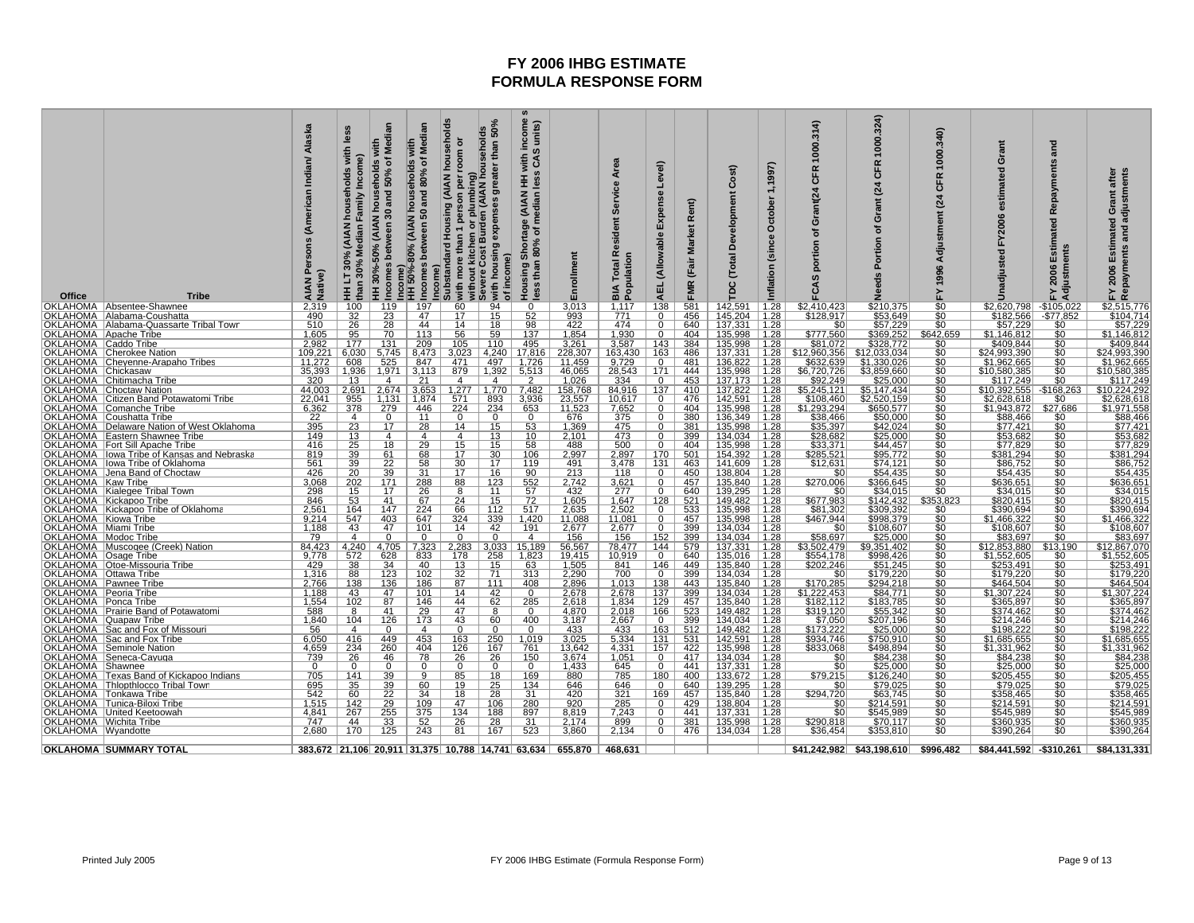# FY 2006 IHBG ESTIMATE
# FORMULA RESPONSE FORM

| Office | Tribe | AIAN Persons (American Indian/ Alaska Native) | HH LT 30% (AIAN households with less than 30% Median Family Income) | HH 30%-50% (AIAN households with Incomes between 30 and 50% of Median Income) | HH 50%-80% (AIAN households with Incomes between 50 and 80% of Median Income) | Substandard Housing (AIAN households with more than 1 person per room or without kitchen or plumbing) | Severe Cost Burden (AIAN households with housing expenses greater than 50% of income) | Housing Shortage (AIAN HH with income s less than 80% of median less CAS units) | Enrollment | BIA Total Resident Service Area Population | AEL (Allowable Expense Level) | FMR (Fair Market Rent) | TDC (Total Development Cost) | Inflation (since October 1,1997) | FCAS portion of Grant(24 CFR 1000.314) | Needs Portion of Grant (24 CFR 1000.324) | FY 1996 Adjustment (24 CFR 1000.340) | Unadjusted FY2006 estimated Grant | FY 2006 Estimated Repayments and Adjustments | FY 2006 Estimated Grant after Repayments and adjustments |
|---|---|---|---|---|---|---|---|---|---|---|---|---|---|---|---|---|---|---|---|---|
| OKLAHOMA | Absentee-Shawnee | 2,319 | 100 | 119 | 197 | 60 | 94 | 0 | 3,013 | 1,117 | 138 | 581 | 142,591 | 1.28 | $2,410,423 | $210,375 | $0 | $2,620,798 | -$105,022 | $2,515,776 |
| OKLAHOMA | Alabama-Coushatta | 490 | 32 | 23 | 47 | 17 | 15 | 52 | 993 | 771 | 0 | 456 | 145,204 | 1.28 | $128,917 | $53,649 | $0 | $182,566 | -$77,852 | $104,714 |
| OKLAHOMA | Alabama-Quassarte Tribal Town | 510 | 26 | 28 | 44 | 14 | 18 | 98 | 422 | 474 | 0 | 640 | 137,331 | 1.28 | $0 | $57,229 | $0 | $57,229 | $0 | $57,229 |
| OKLAHOMA | Apache Tribe | 1,605 | 95 | 70 | 113 | 56 | 59 | 137 | 1,854 | 1,930 | 0 | 404 | 135,998 | 1.28 | $777,560 | $369,252 | $642,659 | $1,146,812 | $0 | $1,146,812 |
| OKLAHOMA | Caddo Tribe | 2,982 | 177 | 131 | 209 | 105 | 110 | 495 | 3,261 | 3,587 | 143 | 384 | 135,998 | 1.28 | $81,072 | $328,772 | $0 | $409,844 | $0 | $409,844 |
| OKLAHOMA | Cherokee Nation | 109,221 | 6,030 | 5,745 | 8,473 | 3,023 | 4,240 | 17,816 | 228,307 | 163,430 | 163 | 486 | 137,331 | 1.28 | $12,960,356 | $12,033,034 | $0 | $24,993,390 | $0 | $24,993,390 |
| OKLAHOMA | Cheyenne-Arapaho Tribes | 11,272 | 608 | 525 | 847 | 471 | 497 | 1,726 | 11,459 | 9,729 | 0 | 481 | 136,822 | 1.28 | $632,639 | $1,330,026 | $0 | $1,962,665 | $0 | $1,962,665 |
| OKLAHOMA | Chickasaw | 35,393 | 1,936 | 1,971 | 3,113 | 879 | 1,392 | 5,513 | 46,065 | 28,543 | 171 | 444 | 135,998 | 1.28 | $6,720,726 | $3,859,660 | $0 | $10,580,385 | $0 | $10,580,385 |
| OKLAHOMA | Chitimacha Tribe | 320 | 13 | 4 | 21 | 4 | 4 | 2 | 1,026 | 334 | 0 | 453 | 137,173 | 1.28 | $92,249 | $25,000 | $0 | $117,249 | $0 | $117,249 |
| OKLAHOMA | Choctaw Nation | 44,003 | 2,691 | 2,674 | 3,653 | 1,277 | 1,770 | 7,482 | 158,768 | 84,916 | 137 | 410 | 137,822 | 1.28 | $5,245,121 | $5,147,434 | $0 | $10,392,555 | -$168,263 | $10,224,292 |
| OKLAHOMA | Citizen Band Potawatomi Tribe | 22,041 | 955 | 1,131 | 1,874 | 571 | 893 | 3,936 | 23,557 | 10,617 | 0 | 476 | 142,591 | 1.28 | $108,460 | $2,520,159 | $0 | $2,628,618 | $0 | $2,628,618 |
| OKLAHOMA | Comanche Tribe | 6,362 | 378 | 279 | 446 | 224 | 234 | 653 | 11,523 | 7,652 | 0 | 404 | 135,998 | 1.28 | $1,293,294 | $650,577 | $0 | $1,943,872 | $27,686 | $1,971,558 |
| OKLAHOMA | Coushatta Tribe | 22 | 4 | 0 | 11 | 0 | 0 | 0 | 676 | 375 | 0 | 380 | 136,349 | 1.28 | $38,466 | $50,000 | $0 | $88,466 | $0 | $88,466 |
| OKLAHOMA | Delaware Nation of West Oklahoma | 395 | 23 | 17 | 28 | 14 | 15 | 53 | 1,369 | 475 | 0 | 381 | 135,998 | 1.28 | $35,397 | $42,024 | $0 | $77,421 | $0 | $77,421 |
| OKLAHOMA | Eastern Shawnee Tribe | 149 | 13 | 4 | 4 | 4 | 13 | 10 | 2,101 | 473 | 0 | 399 | 134,034 | 1.28 | $28,682 | $25,000 | $0 | $53,682 | $0 | $53,682 |
| OKLAHOMA | Fort Sill Apache Tribe | 416 | 25 | 18 | 29 | 15 | 15 | 58 | 488 | 500 | 0 | 404 | 135,998 | 1.28 | $33,371 | $44,457 | $0 | $77,829 | $0 | $77,829 |
| OKLAHOMA | Iowa Tribe of Kansas and Nebraska | 819 | 39 | 61 | 68 | 17 | 30 | 106 | 2,997 | 2,897 | 170 | 501 | 154,392 | 1.28 | $285,521 | $95,772 | $0 | $381,294 | $0 | $381,294 |
| OKLAHOMA | Iowa Tribe of Oklahoma | 561 | 39 | 22 | 58 | 30 | 17 | 119 | 491 | 3,478 | 131 | 463 | 141,609 | 1.28 | $12,631 | $74,121 | $0 | $86,752 | $0 | $86,752 |
| OKLAHOMA | Jena Band of Choctaw | 426 | 20 | 39 | 31 | 17 | 16 | 90 | 213 | 118 | 0 | 450 | 138,804 | 1.28 | $0 | $54,435 | $0 | $54,435 | $0 | $54,435 |
| OKLAHOMA | Kaw Tribe | 3,068 | 202 | 171 | 288 | 88 | 123 | 552 | 2,742 | 3,621 | 0 | 457 | 135,840 | 1.28 | $270,006 | $366,645 | $0 | $636,651 | $0 | $636,651 |
| OKLAHOMA | Kialegee Tribal Town | 298 | 15 | 17 | 26 | 8 | 11 | 57 | 432 | 277 | 0 | 640 | 139,295 | 1.28 | $0 | $34,015 | $0 | $34,015 | $0 | $34,015 |
| OKLAHOMA | Kickapoo Tribe | 846 | 53 | 41 | 67 | 24 | 15 | 72 | 1,605 | 1,647 | 128 | 521 | 149,482 | 1.28 | $677,983 | $142,432 | $353,823 | $820,415 | $0 | $820,415 |
| OKLAHOMA | Kickapoo Tribe of Oklahoma | 2,561 | 164 | 147 | 224 | 66 | 112 | 517 | 2,635 | 2,502 | 0 | 533 | 135,998 | 1.28 | $81,302 | $309,392 | $0 | $390,694 | $0 | $390,694 |
| OKLAHOMA | Kiowa Tribe | 9,214 | 547 | 403 | 647 | 324 | 339 | 1,420 | 11,088 | 11,081 | 0 | 457 | 135,998 | 1.28 | $467,944 | $998,379 | $0 | $1,466,322 | $0 | $1,466,322 |
| OKLAHOMA | Miami Tribe | 1,188 | 43 | 47 | 101 | 14 | 42 | 191 | 2,677 | 2,677 | 0 | 399 | 134,034 | 1.28 | $0 | $108,607 | $0 | $108,607 | $0 | $108,607 |
| OKLAHOMA | Modoc Tribe | 79 | 4 | 0 | 0 | 0 | 0 | 4 | 156 | 156 | 152 | 399 | 134,034 | 1.28 | $58,697 | $25,000 | $0 | $83,697 | $0 | $83,697 |
| OKLAHOMA | Muscogee (Creek) Nation | 84,423 | 4,240 | 4,705 | 7,323 | 2,283 | 3,033 | 15,189 | 56,567 | 78,477 | 144 | 579 | 137,331 | 1.28 | $3,502,479 | $9,351,402 | $0 | $12,853,880 | $13,190 | $12,867,070 |
| OKLAHOMA | Osage Tribe | 9,778 | 572 | 628 | 833 | 178 | 258 | 1,823 | 19,415 | 10,919 | 0 | 640 | 135,016 | 1.28 | $554,178 | $998,426 | $0 | $1,552,605 | $0 | $1,552,605 |
| OKLAHOMA | Otoe-Missouria Tribe | 429 | 38 | 34 | 40 | 13 | 15 | 63 | 1,505 | 841 | 146 | 449 | 135,840 | 1.28 | $202,246 | $51,245 | $0 | $253,491 | $0 | $253,491 |
| OKLAHOMA | Ottawa Tribe | 1,316 | 88 | 123 | 102 | 32 | 71 | 313 | 2,290 | 700 | 0 | 399 | 134,034 | 1.28 | $0 | $179,220 | $0 | $179,220 | $0 | $179,220 |
| OKLAHOMA | Pawnee Tribe | 2,766 | 138 | 136 | 186 | 87 | 111 | 408 | 2,896 | 1,013 | 138 | 443 | 135,840 | 1.28 | $170,285 | $294,218 | $0 | $464,504 | $0 | $464,504 |
| OKLAHOMA | Peoria Tribe | 1,188 | 43 | 47 | 101 | 14 | 42 | 0 | 2,678 | 2,678 | 137 | 399 | 134,034 | 1.28 | $1,222,453 | $84,771 | $0 | $1,307,224 | $0 | $1,307,224 |
| OKLAHOMA | Ponca Tribe | 1,554 | 102 | 87 | 146 | 44 | 62 | 285 | 2,618 | 1,834 | 129 | 457 | 135,840 | 1.28 | $182,112 | $183,785 | $0 | $365,897 | $0 | $365,897 |
| OKLAHOMA | Prairie Band of Potawatomi | 588 | 8 | 41 | 29 | 47 | 8 | 0 | 4,870 | 2,018 | 166 | 523 | 149,482 | 1.28 | $319,120 | $55,342 | $0 | $374,462 | $0 | $374,462 |
| OKLAHOMA | Quapaw Tribe | 1,840 | 104 | 126 | 173 | 43 | 60 | 400 | 3,187 | 2,667 | 0 | 399 | 134,034 | 1.28 | $7,050 | $207,196 | $0 | $214,246 | $0 | $214,246 |
| OKLAHOMA | Sac and Fox of Missouri | 56 | 4 | 0 | 4 | 0 | 0 | 0 | 433 | 433 | 163 | 512 | 149,482 | 1.28 | $173,222 | $25,000 | $0 | $198,222 | $0 | $198,222 |
| OKLAHOMA | Sac and Fox Tribe | 6,050 | 416 | 449 | 453 | 163 | 250 | 1,019 | 3,025 | 5,334 | 131 | 531 | 142,591 | 1.28 | $934,746 | $750,910 | $0 | $1,685,655 | $0 | $1,685,655 |
| OKLAHOMA | Seminole Nation | 4,659 | 234 | 260 | 404 | 126 | 167 | 761 | 13,642 | 4,331 | 157 | 422 | 135,998 | 1.28 | $833,068 | $498,894 | $0 | $1,331,962 | $0 | $1,331,962 |
| OKLAHOMA | Seneca-Cayuga | 739 | 26 | 46 | 78 | 26 | 26 | 150 | 3,674 | 1,051 | 0 | 417 | 134,034 | 1.28 | $0 | $84,238 | $0 | $84,238 | $0 | $84,238 |
| OKLAHOMA | Shawnee | 0 | 0 | 0 | 0 | 0 | 0 | 0 | 1,433 | 645 | 0 | 441 | 137,331 | 1.28 | $0 | $25,000 | $0 | $25,000 | $0 | $25,000 |
| OKLAHOMA | Texas Band of Kickapoo Indians | 705 | 141 | 39 | 9 | 85 | 18 | 169 | 880 | 785 | 180 | 400 | 133,672 | 1.28 | $79,215 | $126,240 | $0 | $205,455 | $0 | $205,455 |
| OKLAHOMA | Thlopthlocco Tribal Town | 695 | 35 | 39 | 60 | 19 | 25 | 134 | 646 | 646 | 0 | 640 | 139,295 | 1.28 | $0 | $79,025 | $0 | $79,025 | $0 | $79,025 |
| OKLAHOMA | Tonkawa Tribe | 542 | 60 | 22 | 34 | 18 | 28 | 31 | 420 | 321 | 169 | 457 | 135,840 | 1.28 | $294,720 | $63,745 | $0 | $358,465 | $0 | $358,465 |
| OKLAHOMA | Tunica-Biloxi Tribe | 1,515 | 142 | 29 | 109 | 47 | 106 | 280 | 920 | 285 | 0 | 429 | 138,804 | 1.28 | $0 | $214,591 | $0 | $214,591 | $0 | $214,591 |
| OKLAHOMA | United Keetoowah | 4,841 | 267 | 255 | 375 | 134 | 188 | 897 | 8,819 | 7,243 | 0 | 441 | 137,331 | 1.28 | $0 | $545,989 | $0 | $545,989 | $0 | $545,989 |
| OKLAHOMA | Wichita Tribe | 747 | 44 | 33 | 52 | 26 | 28 | 31 | 2,174 | 899 | 0 | 381 | 135,998 | 1.28 | $290,818 | $70,117 | $0 | $360,935 | $0 | $360,935 |
| OKLAHOMA | Wyandotte | 2,680 | 170 | 125 | 243 | 81 | 167 | 523 | 3,860 | 2,134 | 0 | 476 | 134,034 | 1.28 | $36,454 | $353,810 | $0 | $390,264 | $0 | $390,264 |
| **OKLAHOMA** | **SUMMARY TOTAL** | **383,672** | **21,106** | **20,911** | **31,375** | **10,788** | **14,741** | **63,634** | **655,870** | **468,631** | | | | | **$41,242,982** | **$43,198,610** | **$996,482** | **$84,441,592** | **-$310,261** | **$84,131,331** |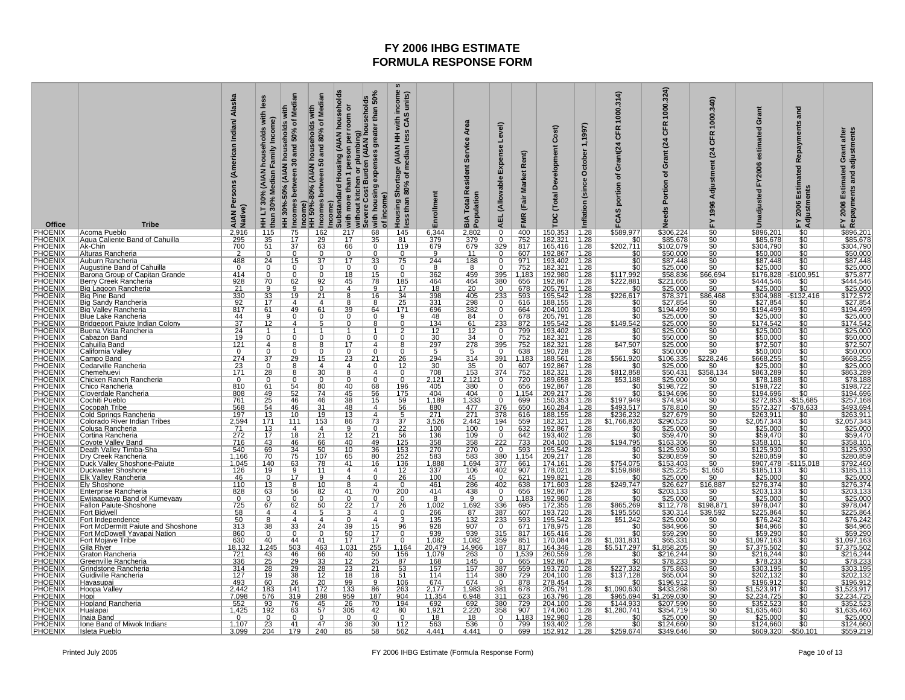# FY 2006 IHBG ESTIMATE
# FORMULA RESPONSE FORM

| Office | Tribe | AIAN Persons (American Indian/ Alaska Native) | HH LT 30% (AIAN households with less than 30% Median Family Income) | HH 30%-50% (AIAN households with Incomes between 30 and 50% of Median Income) | HH 50%-80% (AIAN households with Incomes between 50 and 80% of Median Income) | Substandard Housing (AIAN households with more than 1 person per room or without kitchen or plumbing) | Severe Cost Burden (AIAN households with housing expenses greater than 50% of income) | Housing Shortage (AIAN HH with incomes less than 80% of median less CAS units) | Enrollment | BIA Total Resident Service Area Population | AEL (Allowable Expense Level) | FMR (Fair Market Rent) | TDC (Total Development Cost) | Inflation (since October 1,1997) | FCAS portion of Grant(24 CFR 1000.314) | Needs Portion of Grant (24 CFR 1000.324) | FY 1996 Adjustment (24 CFR 1000.340) | Unadjusted FY2006 estimated Grant | FY 2006 Estimated Repayments and Adjustments | FY 2006 Estimated Grant after Repayments and adjustments |
|---|---|---|---|---|---|---|---|---|---|---|---|---|---|---|---|---|---|---|---|---|
| PHOENIX | Acoma Pueblo | 2,916 | 115 | 75 | 162 | 217 | 68 | 145 | 6,344 | 2,802 | 0 | 400 | 150,353 | 1.28 | $589,977 | $306,224 | $0 | $896,201 | $0 | $896,201 |
| PHOENIX | Agua Caliente Band of Cahuilla | 295 | 35 | 17 | 29 | 17 | 35 | 81 | 379 | 379 | 0 | 752 | 182,321 | 1.28 | $0 | $85,678 | $0 | $85,678 | $0 | $85,678 |
| PHOENIX | Ak-Chin | 700 | 51 | 37 | 63 | 66 | 0 | 119 | 679 | 679 | 329 | 817 | 165,416 | 1.28 | $202,711 | $102,079 | $0 | $304,790 | $0 | $304,790 |
| PHOENIX | Alturas Rancheria | 2 | 0 | 0 | 0 | 0 | 0 | 0 | 9 | 11 | 0 | 607 | 192,867 | 1.28 | $0 | $50,000 | $0 | $50,000 | $0 | $50,000 |
| PHOENIX | Auburn Rancheria | 488 | 24 | 15 | 37 | 17 | 33 | 75 | 244 | 188 | 0 | 971 | 193,402 | 1.28 | $0 | $87,448 | $0 | $87,448 | $0 | $87,448 |
| PHOENIX | Augustine Band of Cahuilla | 0 | 0 | 0 | 0 | 0 | 0 | 0 | 8 | 8 | 0 | 752 | 182,321 | 1.28 | $0 | $25,000 | $0 | $25,000 | $0 | $25,000 |
| PHOENIX | Barona Group of Capitan Grande | 414 | 0 | 0 | 0 | 18 | 15 | 0 | 362 | 459 | 395 | 1,183 | 192,980 | 1.28 | $117,992 | $58,836 | $66,694 | $176,828 | -$100,951 | $75,877 |
| PHOENIX | Berry Creek Rancheria | 928 | 70 | 62 | 92 | 45 | 78 | 185 | 464 | 464 | 380 | 656 | 192,867 | 1.28 | $222,881 | $221,665 | $0 | $444,546 | $0 | $444,546 |
| PHOENIX | Big Lagoon Rancheria | 21 | 9 | 9 | 0 | 4 | 9 | 17 | 18 | 20 | 0 | 678 | 205,791 | 1.28 | $0 | $25,000 | $0 | $25,000 | $0 | $25,000 |
| PHOENIX | Big Pine Band | 330 | 33 | 19 | 21 | 8 | 16 | 34 | 398 | 405 | 233 | 593 | 195,542 | 1.28 | $226,617 | $78,371 | $86,468 | $304,988 | -$132,416 | $172,572 |
| PHOENIX | Big Sandy Rancheria | 92 | 17 | 4 | 4 | 8 | 8 | 25 | 331 | 298 | 0 | 616 | 188,155 | 1.28 | $0 | $27,854 | $0 | $27,854 | $0 | $27,854 |
| PHOENIX | Big Valley Rancheria | 817 | 61 | 49 | 61 | 39 | 64 | 171 | 696 | 382 | 0 | 664 | 204,100 | 1.28 | $0 | $194,499 | $0 | $194,499 | $0 | $194,499 |
| PHOENIX | Blue Lake Rancheria | 44 | 9 | 0 | 0 | 0 | 0 | 9 | 48 | 84 | 0 | 678 | 205,791 | 1.28 | $0 | $25,000 | $0 | $25,000 | $0 | $25,000 |
| PHOENIX | Bridgeport Paiute Indian Colony | 37 | 12 | 4 | 5 | 0 | 8 | 0 | 134 | 61 | 233 | 872 | 195,542 | 1.28 | $149,542 | $25,000 | $0 | $174,542 | $0 | $174,542 |
| PHOENIX | Buena Vista Rancheria | 24 | 1 | 1 | 1 | 1 | 1 | 2 | 12 | 12 | 0 | 799 | 193,402 | 1.28 | $0 | $25,000 | $0 | $25,000 | $0 | $25,000 |
| PHOENIX | Cabazon Band | 19 | 0 | 0 | 0 | 0 | 0 | 0 | 30 | 34 | 0 | 752 | 182,321 | 1.28 | $0 | $50,000 | $0 | $50,000 | $0 | $50,000 |
| PHOENIX | Cahuilla Band | 121 | 4 | 8 | 8 | 17 | 4 | 8 | 297 | 278 | 395 | 752 | 182,321 | 1.28 | $47,507 | $25,000 | $0 | $72,507 | $0 | $72,507 |
| PHOENIX | California Valley | 0 | 0 | 0 | 0 | 0 | 0 | 0 | 5 | 5 | 0 | 638 | 190,728 | 1.28 | $0 | $50,000 | $0 | $50,000 | $0 | $50,000 |
| PHOENIX | Campo Band | 274 | 37 | 29 | 15 | 23 | 21 | 26 | 294 | 314 | 391 | 1,183 | 188,561 | 1.28 | $561,920 | $106,335 | $228,246 | $668,255 | $0 | $668,255 |
| PHOENIX | Cedarville Rancheria | 23 | 0 | 8 | 4 | 4 | 0 | 12 | 30 | 35 | 0 | 607 | 192,867 | 1.28 | $0 | $25,000 | $0 | $25,000 | $0 | $25,000 |
| PHOENIX | Chemehuevi | 171 | 28 | 8 | 30 | 8 | 4 | 0 | 708 | 153 | 374 | 752 | 182,321 | 1.28 | $812,858 | $50,431 | $358,134 | $863,289 | $0 | $863,289 |
| PHOENIX | Chicken Ranch Rancheria | 0 | 0 | 0 | 0 | 0 | 0 | 0 | 2,121 | 2,121 | 0 | 720 | 189,658 | 1.28 | $53,188 | $25,000 | $0 | $78,188 | $0 | $78,188 |
| PHOENIX | Chico Rancheria | 810 | 61 | 54 | 80 | 40 | 68 | 196 | 405 | 380 | 0 | 656 | 192,867 | 1.28 | $0 | $198,722 | $0 | $198,722 | $0 | $198,722 |
| PHOENIX | Cloverdale Rancheria | 808 | 49 | 52 | 74 | 45 | 56 | 175 | 404 | 404 | 0 | 1,154 | 209,217 | 1.28 | $0 | $194,696 | $0 | $194,696 | $0 | $194,696 |
| PHOENIX | Cochiti Pueblo | 761 | 25 | 46 | 46 | 38 | 15 | 59 | 1,189 | 1,333 | 0 | 699 | 150,353 | 1.28 | $197,949 | $74,904 | $0 | $272,853 | -$15,685 | $257,168 |
| PHOENIX | Cocopah Tribe | 568 | 54 | 46 | 31 | 48 | 4 | 56 | 880 | 477 | 376 | 650 | 160,284 | 1.28 | $493,517 | $78,810 | $0 | $572,327 | -$78,633 | $493,694 |
| PHOENIX | Cold Springs Rancheria | 197 | 13 | 10 | 19 | 13 | 4 | 5 | 271 | 271 | 378 | 616 | 188,155 | 1.28 | $236,232 | $27,679 | $0 | $263,911 | $0 | $263,911 |
| PHOENIX | Colorado River Indian Tribes | 2,594 | 171 | 111 | 153 | 86 | 73 | 37 | 3,526 | 2,442 | 194 | 559 | 182,321 | 1.28 | $1,766,820 | $290,523 | $0 | $2,057,343 | $0 | $2,057,343 |
| PHOENIX | Colusa Rancheria | 71 | 13 | 4 | 4 | 9 | 0 | 22 | 100 | 100 | 0 | 632 | 192,867 | 1.28 | $0 | $25,000 | $0 | $25,000 | $0 | $25,000 |
| PHOENIX | Cortina Rancheria | 272 | 17 | 18 | 21 | 12 | 21 | 56 | 136 | 109 | 0 | 642 | 193,402 | 1.28 | $0 | $59,470 | $0 | $59,470 | $0 | $59,470 |
| PHOENIX | Coyote Valley Band | 716 | 43 | 46 | 66 | 40 | 49 | 125 | 358 | 358 | 222 | 733 | 204,100 | 1.28 | $194,795 | $163,306 | $0 | $358,101 | $0 | $358,101 |
| PHOENIX | Death Valley Timba-Sha | 540 | 69 | 34 | 50 | 10 | 36 | 153 | 270 | 270 | 0 | 593 | 195,542 | 1.28 | $0 | $125,930 | $0 | $125,930 | $0 | $125,930 |
| PHOENIX | Dry Creek Rancheria | 1,166 | 70 | 75 | 107 | 65 | 80 | 252 | 583 | 583 | 380 | 1,154 | 209,217 | 1.28 | $0 | $280,859 | $0 | $280,859 | $0 | $280,859 |
| PHOENIX | Duck Valley Shoshone-Paiute | 1,045 | 140 | 63 | 78 | 41 | 16 | 136 | 1,888 | 1,694 | 377 | 661 | 174,161 | 1.28 | $754,075 | $153,403 | $0 | $907,478 | -$115,018 | $792,460 |
| PHOENIX | Duckwater Shoshone | 126 | 19 | 9 | 11 | 4 | 4 | 12 | 337 | 106 | 402 | 907 | 178,021 | 1.28 | $159,888 | $25,225 | $1,650 | $185,113 | $0 | $185,113 |
| PHOENIX | Elk Valley Rancheria | 46 | 0 | 17 | 9 | 4 | 0 | 26 | 100 | 45 | 0 | 621 | 199,821 | 1.28 | $0 | $25,000 | $0 | $25,000 | $0 | $25,000 |
| PHOENIX | Ely Shoshone | 110 | 13 | 8 | 10 | 8 | 4 | 0 | 461 | 286 | 402 | 638 | 171,603 | 1.28 | $249,747 | $26,627 | $16,887 | $276,374 | $0 | $276,374 |
| PHOENIX | Enterprise Rancheria | 828 | 63 | 56 | 82 | 41 | 70 | 200 | 414 | 438 | 0 | 656 | 192,867 | 1.28 | $0 | $203,133 | $0 | $203,133 | $0 | $203,133 |
| PHOENIX | Ewiiaapaayp Band of Kumeyaay | 0 | 0 | 0 | 0 | 0 | 0 | 0 | 8 | 9 | 0 | 1,183 | 192,980 | 1.28 | $0 | $25,000 | $0 | $25,000 | $0 | $25,000 |
| PHOENIX | Fallon Paiute-Shoshone | 725 | 67 | 62 | 50 | 22 | 17 | 26 | 1,002 | 1,692 | 336 | 695 | 172,355 | 1.28 | $865,269 | $112,778 | $198,871 | $978,047 | $0 | $978,047 |
| PHOENIX | Fort Bidwell | 58 | 4 | 4 | 5 | 3 | 4 | 0 | 266 | 87 | 387 | 607 | 193,720 | 1.28 | $195,550 | $30,314 | $39,592 | $225,864 | $0 | $225,864 |
| PHOENIX | Fort Independence | 50 | 8 | 4 | 4 | 0 | 4 | 3 | 135 | 132 | 233 | 593 | 195,542 | 1.28 | $51,242 | $25,000 | $0 | $76,242 | $0 | $76,242 |
| PHOENIX | Fort McDermitt Paiute and Shoshone | 313 | 38 | 33 | 24 | 39 | 15 | 96 | 928 | 907 | 0 | 671 | 178,975 | 1.28 | $0 | $84,966 | $0 | $84,966 | $0 | $84,966 |
| PHOENIX | Fort McDowell Yavapai Nation | 860 | 0 | 0 | 0 | 50 | 17 | 0 | 939 | 939 | 315 | 817 | 165,416 | 1.28 | $0 | $59,290 | $0 | $59,290 | $0 | $59,290 |
| PHOENIX | Fort Mojave Tribe | 630 | 40 | 44 | 41 | 17 | 17 | 0 | 1,082 | 1,082 | 359 | 851 | 170,084 | 1.28 | $1,031,831 | $65,331 | $0 | $1,097,163 | $0 | $1,097,163 |
| PHOENIX | Gila River | 18,132 | 1,245 | 503 | 463 | 1,031 | 255 | 1,164 | 20,479 | 14,966 | 187 | 817 | 164,346 | 1.28 | $5,517,297 | $1,858,205 | $0 | $7,375,502 | $0 | $7,375,502 |
| PHOENIX | Graton Rancheria | 721 | 43 | 46 | 66 | 40 | 50 | 156 | 1,079 | 263 | 0 | 1,539 | 260,559 | 1.28 | $0 | $216,244 | $0 | $216,244 | $0 | $216,244 |
| PHOENIX | Greenville Rancheria | 336 | 25 | 29 | 33 | 12 | 25 | 87 | 168 | 145 | 0 | 665 | 192,867 | 1.28 | $0 | $78,233 | $0 | $78,233 | $0 | $78,233 |
| PHOENIX | Grindstone Rancheria | 314 | 28 | 29 | 28 | 23 | 21 | 53 | 157 | 157 | 387 | 559 | 193,720 | 1.28 | $227,332 | $75,863 | $0 | $303,195 | $0 | $303,195 |
| PHOENIX | Guidiville Rancheria | 127 | 19 | 38 | 12 | 18 | 18 | 51 | 114 | 114 | 380 | 729 | 204,100 | 1.28 | $137,128 | $65,004 | $0 | $202,132 | $0 | $202,132 |
| PHOENIX | Havasupai | 493 | 60 | 26 | 20 | 99 | 9 | 106 | 674 | 674 | 0 | 878 | 278,454 | 1.28 | $0 | $196,912 | $0 | $196,912 | $0 | $196,912 |
| PHOENIX | Hoopa Valley | 2,442 | 183 | 141 | 172 | 133 | 86 | 263 | 2,177 | 1,983 | 381 | 678 | 205,791 | 1.28 | $1,090,630 | $433,288 | $0 | $1,523,917 | $0 | $1,523,917 |
| PHOENIX | Hopi | 7,098 | 576 | 319 | 288 | 959 | 187 | 904 | 11,354 | 6,948 | 311 | 623 | 163,796 | 1.28 | $965,694 | $1,269,030 | $0 | $2,234,725 | $0 | $2,234,725 |
| PHOENIX | Hopland Rancheria | 552 | 93 | 76 | 45 | 26 | 70 | 194 | 692 | 692 | 380 | 729 | 204,100 | 1.28 | $144,933 | $207,590 | $0 | $352,523 | $0 | $352,523 |
| PHOENIX | Hualapai | 1,425 | 192 | 63 | 57 | 305 | 42 | 80 | 1,921 | 2,220 | 358 | 907 | 174,060 | 1.28 | $1,280,741 | $354,719 | $0 | $1,635,460 | $0 | $1,635,460 |
| PHOENIX | Inaja Band | 0 | 0 | 0 | 0 | 0 | 0 | 0 | 18 | 18 | 0 | 1,183 | 192,980 | 1.28 | $0 | $25,000 | $0 | $25,000 | $0 | $25,000 |
| PHOENIX | Ione Band of Miwok Indians | 1,107 | 23 | 41 | 47 | 36 | 30 | 112 | 563 | 536 | 0 | 799 | 193,402 | 1.28 | $0 | $124,660 | $0 | $124,660 | $0 | $124,660 |
| PHOENIX | Isleta Pueblo | 3,099 | 204 | 179 | 240 | 85 | 58 | 562 | 4,441 | 4,441 | 0 | 699 | 152,912 | 1.28 | $259,674 | $349,646 | $0 | $609,320 | -$50,101 | $559,219 |

Printed July 2005

FY 2006 IHBG Estimate (Formula Response Form)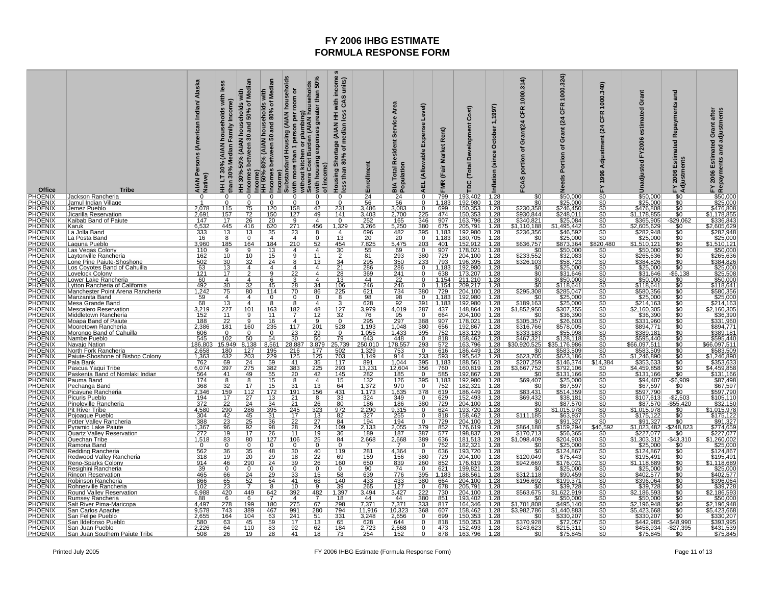# FY 2006 IHBG ESTIMATE
# FORMULA RESPONSE FORM

| Office | Tribe | AIAN Persons (American Indian/ Alaska Native) | HH LT 30% (AIAN households with less than 30% Median Family Income) | HH 30%-50% (AIAN households with Incomes between 30 and 50% of Median Income) | HH 50%-80% (AIAN households with Incomes between 50 and 80% of Median Income) | Substandard Housing (AIAN households with more than 1 person per room or without kitchen or plumbing) | Severe Cost Burden (AIAN households with housing expenses greater than 50% of income) | Housing Shortage (AIAN HH with incomes less than 80% of median less CAS units) | Enrollment | BIA Total Resident Service Area Population | AEL (Allowable Expense Level) | FMR (Fair Market Rent) | TDC (Total Development Cost) | Inflation (since October 1,1997) | FCAS portion of Grant(24 CFR 1000.314) | Needs Portion of Grant (24 CFR 1000.324) | FY 1996 Adjustment (24 CFR 1000.340) | Unadjusted FY2006 estimated Grant | FY 2006 Estimated Repayments and Adjustments | FY 2006 Estimated Grant after Repayments and adjustments |
|---|---|---|---|---|---|---|---|---|---|---|---|---|---|---|---|---|---|---|---|---|
| PHOENIX | Jackson Rancheria | 0 | 0 | 0 | 0 | 0 | 0 | 0 | 24 | 24 | 0 | 799 | 193,402 | 1.28 | $0 | $50,000 | $0 | $50,000 | $0 | $50,000 |
| PHOENIX | Jamul Indian Village | 1 | 0 | 0 | 0 | 0 | 0 | 0 | 56 | 56 | 0 | 1,183 | 192,980 | 1.28 | $0 | $25,000 | $0 | $25,000 | $0 | $25,000 |
| PHOENIX | Jemez Pueblo | 2,078 | 115 | 75 | 120 | 158 | 42 | 231 | 3,486 | 3,083 | 0 | 699 | 150,353 | 1.28 | $230,358 | $246,450 | $0 | $476,808 | $0 | $476,808 |
| PHOENIX | Jicarilla Reservation | 2,691 | 157 | 72 | 150 | 127 | 49 | 141 | 3,403 | 2,700 | 225 | 474 | 150,353 | 1.28 | $930,844 | $248,011 | $0 | $1,178,855 | $0 | $1,178,855 |
| PHOENIX | Kaibab Band of Paiute | 147 | 17 | 26 | 20 | 9 | 4 | 0 | 252 | 165 | 346 | 907 | 163,796 | 1.28 | $340,821 | $25,084 | $0 | $365,905 | -$29,062 | $336,843 |
| PHOENIX | Karuk | 6,532 | 445 | 416 | 620 | 271 | 456 | 1,329 | 3,266 | 5,250 | 380 | 675 | 205,791 | 1.28 | $1,110,188 | $1,495,442 | $0 | $2,605,629 | $0 | $2,605,629 |
| PHOENIX | La Jolla Band | 333 | 13 | 13 | 35 | 23 | 8 | 4 | 696 | 482 | 395 | 1,183 | 192,980 | 1.28 | $236,356 | $46,592 | $0 | $282,948 | $0 | $282,948 |
| PHOENIX | La Posta Band | 16 | 8 | 0 | 4 | 4 | 0 | 13 | 20 | 20 | 0 | 1,183 | 180,705 | 1.28 | $0 | $25,000 | $0 | $25,000 | $0 | $25,000 |
| PHOENIX | Laguna Pueblo | 3,960 | 185 | 164 | 184 | 210 | 52 | 454 | 7,825 | 5,475 | 203 | 401 | 152,912 | 1.28 | $636,757 | $873,364 | $820,480 | $1,510,121 | $0 | $1,510,121 |
| PHOENIX | Las Vegas Colony | 110 | 9 | 9 | 13 | 4 | 4 | 30 | 55 | 69 | 0 | 907 | 178,021 | 1.28 | $0 | $50,000 | $0 | $50,000 | $0 | $50,000 |
| PHOENIX | Laytonville Rancheria | 162 | 10 | 10 | 15 | 9 | 11 | 2 | 81 | 293 | 380 | 729 | 204,100 | 1.28 | $233,552 | $32,083 | $0 | $265,636 | $0 | $265,636 |
| PHOENIX | Lone Pine Paiute-Shoshone | 502 | 30 | 32 | 24 | 8 | 13 | 34 | 295 | 350 | 233 | 793 | 196,395 | 1.28 | $326,103 | $58,723 | $0 | $384,826 | $0 | $384,826 |
| PHOENIX | Los Coyotes Band of Cahuilla | 63 | 13 | 4 | 4 | 4 | 4 | 21 | 286 | 286 | 0 | 1,183 | 192,980 | 1.28 | $0 | $25,000 | $0 | $25,000 | $0 | $25,000 |
| PHOENIX | Lovelock Colony | 121 | 17 | 2 | 9 | 22 | 4 | 28 | 369 | 241 | 0 | 638 | 173,207 | 1.28 | $0 | $31,646 | $0 | $31,646 | -$6,138 | $25,508 |
| PHOENIX | Lower Lake Rancheria | 60 | 4 | 4 | 6 | 3 | 4 | 13 | 44 | 22 | 0 | 1,154 | 211,210 | 1.28 | $0 | $50,000 | $0 | $50,000 | $0 | $50,000 |
| PHOENIX | Lytton Rancheria of California | 492 | 30 | 32 | 45 | 28 | 34 | 106 | 246 | 246 | 0 | 1,154 | 209,217 | 1.28 | $0 | $118,641 | $0 | $118,641 | $0 | $118,641 |
| PHOENIX | Manchester Point Arena Rancheria | 1,242 | 75 | 80 | 114 | 70 | 86 | 225 | 621 | 734 | 380 | 729 | 204,100 | 1.28 | $295,308 | $285,047 | $0 | $580,356 | $0 | $580,356 |
| PHOENIX | Manzanita Band | 59 | 4 | 4 | 0 | 0 | 0 | 8 | 98 | 98 | 0 | 1,183 | 192,980 | 1.28 | $0 | $25,000 | $0 | $25,000 | $0 | $25,000 |
| PHOENIX | Mesa Grande Band | 68 | 13 | 4 | 8 | 8 | 4 | 3 | 628 | 92 | 391 | 1,183 | 192,980 | 1.28 | $189,163 | $25,000 | $0 | $214,163 | $0 | $214,163 |
| PHOENIX | Mescalero Reservation | 3,219 | 227 | 101 | 163 | 182 | 48 | 127 | 3,979 | 4,019 | 287 | 437 | 148,864 | 1.28 | $1,852,950 | $307,355 | $0 | $2,160,305 | $0 | $2,160,305 |
| PHOENIX | Middletown Rancheria | 152 | 11 | 9 | 11 | 7 | 12 | 32 | 76 | 95 | 0 | 664 | 204,100 | 1.28 | $0 | $36,390 | $0 | $36,390 | $0 | $36,390 |
| PHOENIX | Moapa Band of Paiute | 188 | 22 | 9 | 16 | 4 | 9 | 0 | 295 | 297 | 388 | 907 | 178,021 | 1.28 | $305,357 | $26,603 | $0 | $331,960 | $0 | $331,960 |
| PHOENIX | Mooretown Rancheria | 2,386 | 181 | 160 | 235 | 117 | 201 | 528 | 1,193 | 1,048 | 380 | 656 | 192,867 | 1.28 | $316,766 | $578,005 | $0 | $894,771 | $0 | $894,771 |
| PHOENIX | Morongo Band of Cahuilla | 606 | 0 | 0 | 0 | 23 | 29 | 0 | 1,055 | 1,433 | 395 | 752 | 183,129 | 1.28 | $333,183 | $55,998 | $0 | $389,181 | $0 | $389,181 |
| PHOENIX | Nambe Pueblo | 545 | 102 | 50 | 54 | 30 | 50 | 79 | 643 | 448 | 0 | 818 | 158,462 | 1.28 | $467,321 | $128,118 | $0 | $595,440 | $0 | $595,440 |
| PHOENIX | Navajo Nation | 186,803 | 15,949 | 8,138 | 8,561 | 28,887 | 3,879 | 25,739 | 250,010 | 178,557 | 293 | 572 | 163,796 | 1.28 | $30,920,525 | $35,176,986 | $0 | $66,097,511 | $0 | $66,097,511 |
| PHOENIX | North Fork Rancheria | 2,658 | 180 | 127 | 195 | 216 | 177 | 502 | 1,329 | 753 | 0 | 616 | 186,449 | 1.28 | $0 | $583,509 | $0 | $583,509 | $0 | $583,509 |
| PHOENIX | Paiute-Shoshone of Bishop Colony | 1,363 | 432 | 203 | 229 | 125 | 125 | 703 | 1,149 | 914 | 233 | 593 | 195,542 | 1.28 | $623,705 | $623,186 | $0 | $1,246,890 | $0 | $1,246,890 |
| PHOENIX | Pala Bank | 762 | 69 | 24 | 59 | 41 | 35 | 117 | 891 | 1,044 | 395 | 1,183 | 188,561 | 1.28 | $207,259 | $146,374 | $14,384 | $353,633 | $0 | $353,633 |
| PHOENIX | Pascua Yaqui Tribe | 6,074 | 397 | 275 | 382 | 383 | 225 | 293 | 13,231 | 12,604 | 356 | 760 | 160,819 | 1.28 | $3,667,752 | $792,106 | $0 | $4,459,858 | $0 | $4,459,858 |
| PHOENIX | Paskenta Band of Nomlaki Indian | 564 | 41 | 49 | 55 | 20 | 42 | 145 | 282 | 185 | 0 | 585 | 192,867 | 1.28 | $0 | $131,166 | $0 | $131,166 | $0 | $131,166 |
| PHOENIX | Pauma Band | 174 | 8 | 8 | 15 | 8 | 4 | 15 | 132 | 126 | 395 | 1,183 | 192,980 | 1.28 | $69,407 | $25,000 | $0 | $94,407 | -$6,909 | $87,498 |
| PHOENIX | Pechanga Band | 368 | 32 | 17 | 15 | 31 | 13 | 64 | 1,372 | 970 | 0 | 752 | 182,321 | 1.28 | $0 | $67,597 | $0 | $67,597 | $0 | $67,597 |
| PHOENIX | Picayune Rancheria | 2,346 | 159 | 112 | 172 | 191 | 156 | 431 | 1,173 | 1,635 | 378 | 619 | 186,449 | 1.28 | $83,431 | $514,359 | $0 | $597,790 | $0 | $597,790 |
| PHOENIX | Picuris Pueblo | 194 | 17 | 27 | 13 | 21 | 8 | 33 | 324 | 349 | 0 | 629 | 152,493 | 1.28 | $69,432 | $38,181 | $0 | $107,613 | -$2,503 | $105,110 |
| PHOENIX | Pinoleville Rancheria | 372 | 22 | 24 | 34 | 21 | 26 | 80 | 186 | 186 | 380 | 729 | 204,100 | 1.28 | $0 | $87,570 | $0 | $87,570 | -$55,420 | $32,150 |
| PHOENIX | Pit River Tribe | 4,580 | 290 | 286 | 395 | 245 | 323 | 972 | 2,290 | 9,315 | 0 | 624 | 193,720 | 1.28 | $0 | $1,015,978 | $0 | $1,015,978 | $0 | $1,015,978 |
| PHOENIX | Pojoaque Pueblo | 304 | 42 | 45 | 31 | 17 | 13 | 82 | 327 | 255 | 0 | 818 | 158,462 | 1.28 | $111,185 | $63,937 | $0 | $175,122 | $0 | $175,122 |
| PHOENIX | Potter Valley Rancheria | 388 | 23 | 25 | 36 | 22 | 27 | 84 | 194 | 194 | 0 | 729 | 204,100 | 1.28 | $0 | $91,327 | $0 | $91,327 | $0 | $91,327 |
| PHOENIX | Pyramid Lake Paiute | 1,367 | 96 | 92 | 98 | 28 | 24 | 109 | 2,133 | 2,055 | 379 | 852 | 176,619 | 1.28 | $864,188 | $159,294 | $46,592 | $1,023,482 | -$248,823 | $774,659 |
| PHOENIX | Quartz Valley Reservation | 272 | 19 | 17 | 26 | 11 | 19 | 36 | 189 | 187 | 387 | 577 | 198,837 | 1.28 | $170,713 | $56,365 | $0 | $227,077 | $0 | $227,077 |
| PHOENIX | Quechan Tribe | 1,518 | 83 | 80 | 127 | 106 | 25 | 84 | 2,668 | 2,668 | 389 | 636 | 181,513 | 1.28 | $1,098,409 | $204,903 | $0 | $1,303,312 | -$43,310 | $1,260,002 |
| PHOENIX | Ramona Band | 0 | 0 | 0 | 0 | 0 | 0 | 0 | 7 | 7 | 0 | 752 | 182,321 | 1.28 | $0 | $25,000 | $0 | $25,000 | $0 | $25,000 |
| PHOENIX | Redding Rancheria | 562 | 36 | 35 | 48 | 30 | 40 | 119 | 281 | 4,364 | 0 | 636 | 193,720 | 1.28 | $0 | $124,867 | $0 | $124,867 | $0 | $124,867 |
| PHOENIX | Redwood Valley Rancheria | 318 | 19 | 20 | 29 | 18 | 22 | 69 | 159 | 156 | 380 | 729 | 204,100 | 1.28 | $120,049 | $75,443 | $0 | $195,491 | $0 | $195,491 |
| PHOENIX | Reno-Sparks Colony | 914 | 46 | 290 | 24 | 39 | 26 | 160 | 650 | 839 | 260 | 852 | 176,619 | 1.28 | $942,669 | $176,021 | $0 | $1,118,689 | $0 | $1,118,689 |
| PHOENIX | Resighini Rancheria | 39 | 0 | 0 | 0 | 0 | 0 | 0 | 90 | 74 | 0 | 621 | 199,821 | 1.28 | $0 | $25,000 | $0 | $25,000 | $0 | $25,000 |
| PHOENIX | Rincon Reservation | 465 | 66 | 24 | 29 | 33 | 15 | 58 | 639 | 776 | 395 | 1,183 | 188,561 | 1.28 | $312,118 | $90,459 | $0 | $402,577 | $0 | $402,577 |
| PHOENIX | Robinson Rancheria | 866 | 65 | 52 | 64 | 41 | 68 | 140 | 433 | 433 | 380 | 664 | 204,100 | 1.28 | $196,692 | $199,371 | $0 | $396,064 | $0 | $396,064 |
| PHOENIX | Rohnerville Rancheria | 102 | 23 | 7 | 8 | 10 | 9 | 39 | 265 | 127 | 0 | 678 | 205,791 | 1.28 | $0 | $39,728 | $0 | $39,728 | $0 | $39,728 |
| PHOENIX | Round Valley Reservation | 6,988 | 420 | 449 | 642 | 392 | 482 | 1,397 | 3,494 | 3,427 | 222 | 730 | 204,100 | 1.28 | $563,675 | $1,622,919 | $0 | $2,186,593 | $0 | $2,186,593 |
| PHOENIX | Rumsey Rancheria | 88 | 6 | 6 | 7 | 4 | 7 | 18 | 44 | 44 | 380 | 851 | 193,402 | 1.28 | $0 | $50,000 | $0 | $50,000 | $0 | $50,000 |
| PHOENIX | Salt River Pima-Maricopa | 4,497 | 278 | 199 | 180 | 275 | 67 | 298 | 7,371 | 7,371 | 333 | 817 | 164,346 | 1.28 | $1,701,808 | $495,140 | $0 | $2,196,948 | $0 | $2,196,948 |
| PHOENIX | San Carlos Apache | 9,578 | 743 | 389 | 467 | 991 | 280 | 794 | 11,916 | 10,323 | 368 | 607 | 158,462 | 1.28 | $3,982,786 | $1,440,883 | $0 | $5,423,668 | $0 | $5,423,668 |
| PHOENIX | San Felipe Pueblo | 2,655 | 164 | 104 | 63 | 241 | 51 | 331 | 3,248 | 2,656 | 0 | 699 | 150,353 | 1.28 | $0 | $330,207 | $0 | $330,207 | $0 | $330,207 |
| PHOENIX | San Ildefonso Pueblo | 580 | 63 | 45 | 59 | 17 | 13 | 65 | 628 | 644 | 0 | 818 | 150,353 | 1.28 | $370,928 | $72,057 | $0 | $442,985 | -$48,990 | $393,995 |
| PHOENIX | San Juan Pueblo | 2,226 | 64 | 110 | 83 | 92 | 62 | 184 | 2,723 | 2,668 | 0 | 473 | 152,493 | 1.28 | $243,623 | $215,311 | $0 | $458,934 | -$27,395 | $431,539 |
| PHOENIX | San Juan Southern Paiute Tribe | 508 | 26 | 19 | 28 | 41 | 18 | 73 | 254 | 152 | 0 | 878 | 163,796 | 1.28 | $0 | $75,845 | $0 | $75,845 | $0 | $75,845 |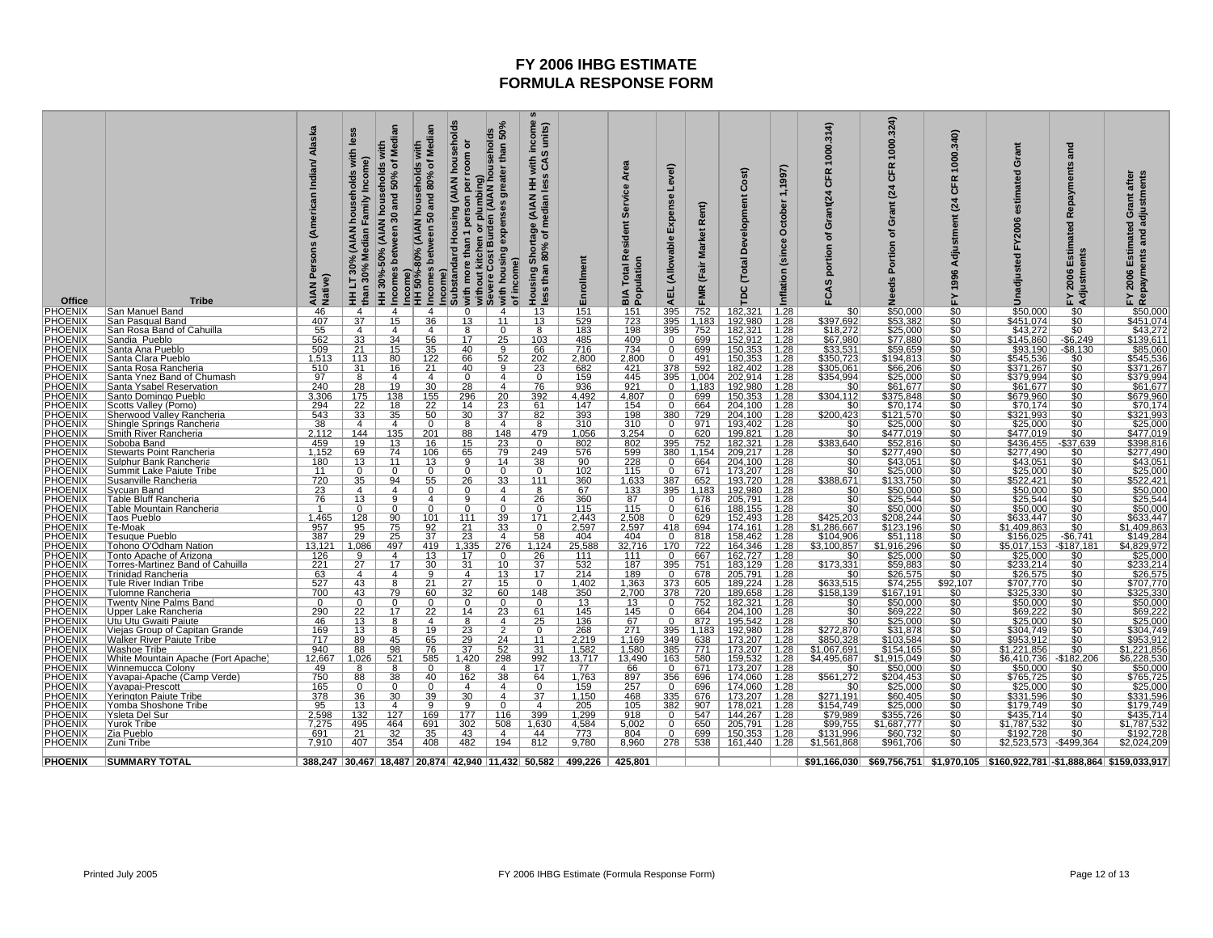# FY 2006 IHBG ESTIMATE
# FORMULA RESPONSE FORM

| Office | Tribe | AIAN Persons (American Indian/ Alaska Native) | HH LT 30% (AIAN households with less than 30% Median Family Income) | HH 30%-50% (AIAN households with Incomes between 30 and 50% of Median Income) | HH 50%-80% (AIAN households with Incomes between 50 and 80% of Median Income) | Substandard Housing (AIAN households with more than 1 person per room or without kitchen or plumbing) | Severe Cost Burden (AIAN households with housing expenses greater than 50% of income) | Housing Shortage (AIAN HH with income s less than 80% of median less CAS units) | Enrollment | BIA Total Resident Service Area Population | AEL (Allowable Expense Level) | FMR (Fair Market Rent) | TDC (Total Development Cost) | Inflation (since October 1,1997) | FCAS portion of Grant(24 CFR 1000.314) | Needs Portion of Grant (24 CFR 1000.324) | FY 1996 Adjustment (24 CFR 1000.340) | Unadjusted FY2006 estimated Grant | FY 2006 Estimated Repayments and Adjustments | FY 2006 Estimated Grant after Repayments and adjustments |
|---|---|---|---|---|---|---|---|---|---|---|---|---|---|---|---|---|---|---|---|---|
| PHOENIX | San Manuel Band | 46 | 4 | 4 | 4 | 0 | 4 | 13 | 151 | 151 | 395 | 752 | 182,321 | 1.28 | $0 | $50,000 | $0 | $50,000 | $0 | $50,000 |
| PHOENIX | San Pasqual Band | 407 | 37 | 15 | 36 | 13 | 11 | 13 | 529 | 723 | 395 | 1,183 | 192,980 | 1.28 | $397,692 | $53,382 | $0 | $451,074 | $0 | $451,074 |
| PHOENIX | San Rosa Band of Cahuilla | 55 | 4 | 4 | 4 | 8 | 0 | 8 | 183 | 198 | 395 | 752 | 182,321 | 1.28 | $18,272 | $25,000 | $0 | $43,272 | $0 | $43,272 |
| PHOENIX | Sandia Pueblo | 562 | 33 | 34 | 56 | 17 | 25 | 103 | 485 | 409 | 0 | 699 | 152,912 | 1.28 | $67,980 | $77,880 | $0 | $145,860 | -$6,249 | $139,611 |
| PHOENIX | Santa Ana Pueblo | 509 | 21 | 15 | 35 | 40 | 9 | 66 | 716 | 734 | 0 | 699 | 150,353 | 1.28 | $33,531 | $59,659 | $0 | $93,190 | -$8,130 | $85,060 |
| PHOENIX | Santa Clara Pueblo | 1,513 | 113 | 80 | 122 | 66 | 52 | 202 | 2,800 | 2,800 | 0 | 491 | 150,353 | 1.28 | $350,723 | $194,813 | $0 | $545,536 | $0 | $545,536 |
| PHOENIX | Santa Rosa Rancheria | 510 | 31 | 16 | 21 | 40 | 9 | 23 | 682 | 421 | 378 | 592 | 182,402 | 1.28 | $305,061 | $66,206 | $0 | $371,267 | $0 | $371,267 |
| PHOENIX | Santa Ynez Band of Chumash | 97 | 8 | 4 | 4 | 0 | 4 | 0 | 159 | 445 | 395 | 1,004 | 202,914 | 1.28 | $354,994 | $25,000 | $0 | $379,994 | $0 | $379,994 |
| PHOENIX | Santa Ysabel Reservation | 240 | 28 | 19 | 30 | 28 | 4 | 76 | 936 | 921 | 0 | 1,183 | 192,980 | 1.28 | $0 | $61,677 | $0 | $61,677 | $0 | $61,677 |
| PHOENIX | Santo Domingo Pueblo | 3,306 | 175 | 138 | 155 | 296 | 20 | 392 | 4,492 | 4,807 | 0 | 699 | 150,353 | 1.28 | $304,112 | $375,848 | $0 | $679,960 | $0 | $679,960 |
| PHOENIX | Scotts Valley (Pomo) | 294 | 22 | 18 | 22 | 14 | 23 | 61 | 147 | 154 | 0 | 664 | 204,100 | 1.28 | $0 | $70,174 | $0 | $70,174 | $0 | $70,174 |
| PHOENIX | Sherwood Valley Rancheria | 543 | 33 | 35 | 50 | 30 | 37 | 82 | 393 | 198 | 380 | 729 | 204,100 | 1.28 | $200,423 | $121,570 | $0 | $321,993 | $0 | $321,993 |
| PHOENIX | Shingle Springs Rancheria | 38 | 4 | 4 | 0 | 8 | 4 | 8 | 310 | 310 | 0 | 971 | 193,402 | 1.28 | $0 | $25,000 | $0 | $25,000 | $0 | $25,000 |
| PHOENIX | Smith River Rancheria | 2,112 | 144 | 135 | 201 | 88 | 148 | 479 | 1,056 | 3,254 | 0 | 620 | 199,821 | 1.28 | $0 | $477,019 | $0 | $477,019 | $0 | $477,019 |
| PHOENIX | Soboba Band | 459 | 19 | 13 | 16 | 15 | 23 | 0 | 802 | 802 | 395 | 752 | 182,321 | 1.28 | $383,640 | $52,816 | $0 | $436,455 | -$37,639 | $398,816 |
| PHOENIX | Stewarts Point Rancheria | 1,152 | 69 | 74 | 106 | 65 | 79 | 249 | 576 | 599 | 380 | 1,154 | 209,217 | 1.28 | $0 | $277,490 | $0 | $277,490 | $0 | $277,490 |
| PHOENIX | Sulphur Bank Rancheria | 180 | 13 | 11 | 13 | 9 | 14 | 38 | 90 | 228 | 0 | 664 | 204,100 | 1.28 | $0 | $43,051 | $0 | $43,051 | $0 | $43,051 |
| PHOENIX | Summit Lake Paiute Tribe | 11 | 0 | 0 | 0 | 0 | 0 | 0 | 102 | 115 | 0 | 671 | 173,207 | 1.28 | $0 | $25,000 | $0 | $25,000 | $0 | $25,000 |
| PHOENIX | Susanville Rancheria | 720 | 35 | 94 | 55 | 26 | 33 | 111 | 360 | 1,633 | 387 | 652 | 193,720 | 1.28 | $388,671 | $133,750 | $0 | $522,421 | $0 | $522,421 |
| PHOENIX | Sycuan Band | 23 | 4 | 4 | 0 | 0 | 4 | 8 | 67 | 133 | 395 | 1,183 | 192,980 | 1.28 | $0 | $50,000 | $0 | $50,000 | $0 | $50,000 |
| PHOENIX | Table Bluff Rancheria | 76 | 13 | 9 | 4 | 9 | 4 | 26 | 360 | 87 | 0 | 678 | 205,791 | 1.28 | $0 | $25,544 | $0 | $25,544 | $0 | $25,544 |
| PHOENIX | Table Mountain Rancheria | 1 | 0 | 0 | 0 | 0 | 0 | 0 | 115 | 115 | 0 | 616 | 188,155 | 1.28 | $0 | $50,000 | $0 | $50,000 | $0 | $50,000 |
| PHOENIX | Taos Pueblo | 1,465 | 128 | 90 | 101 | 111 | 39 | 171 | 2,443 | 2,508 | 0 | 629 | 152,493 | 1.28 | $425,203 | $208,244 | $0 | $633,447 | $0 | $633,447 |
| PHOENIX | Te-Moak | 957 | 95 | 75 | 92 | 21 | 33 | 0 | 2,597 | 2,597 | 418 | 694 | 174,161 | 1.28 | $1,286,667 | $123,196 | $0 | $1,409,863 | $0 | $1,409,863 |
| PHOENIX | Tesuque Pueblo | 387 | 29 | 25 | 37 | 23 | 4 | 58 | 404 | 404 | 0 | 818 | 158,462 | 1.28 | $104,906 | $51,118 | $0 | $156,025 | -$6,741 | $149,284 |
| PHOENIX | Tohono O'Odham Nation | 13,121 | 1,086 | 497 | 419 | 1,335 | 276 | 1,124 | 25,588 | 32,716 | 170 | 722 | 164,346 | 1.28 | $3,100,857 | $1,916,296 | $0 | $5,017,153 | -$187,181 | $4,829,972 |
| PHOENIX | Tonto Apache of Arizona | 126 | 9 | 4 | 13 | 17 | 0 | 26 | 111 | 111 | 0 | 667 | 162,727 | 1.28 | $0 | $25,000 | $0 | $25,000 | $0 | $25,000 |
| PHOENIX | Torres-Martinez Band of Cahuilla | 221 | 27 | 17 | 30 | 31 | 10 | 37 | 532 | 187 | 395 | 751 | 183,129 | 1.28 | $173,331 | $59,883 | $0 | $233,214 | $0 | $233,214 |
| PHOENIX | Trinidad Rancheria | 63 | 4 | 4 | 9 | 4 | 13 | 17 | 214 | 189 | 0 | 678 | 205,791 | 1.28 | $0 | $26,575 | $0 | $26,575 | $0 | $26,575 |
| PHOENIX | Tule River Indian Tribe | 527 | 43 | 8 | 21 | 27 | 15 | 0 | 1,402 | 1,363 | 373 | 605 | 189,224 | 1.28 | $633,515 | $74,255 | $92,107 | $707,770 | $0 | $707,770 |
| PHOENIX | Tulomne Rancheria | 700 | 43 | 79 | 60 | 32 | 60 | 148 | 350 | 2,700 | 378 | 720 | 189,658 | 1.28 | $158,139 | $167,191 | $0 | $325,330 | $0 | $325,330 |
| PHOENIX | Twenty Nine Palms Band | 0 | 0 | 0 | 0 | 0 | 0 | 0 | 13 | 13 | 0 | 752 | 182,321 | 1.28 | $0 | $50,000 | $0 | $50,000 | $0 | $50,000 |
| PHOENIX | Upper Lake Rancheria | 290 | 22 | 17 | 22 | 14 | 23 | 61 | 145 | 145 | 0 | 664 | 204,100 | 1.28 | $0 | $69,222 | $0 | $69,222 | $0 | $69,222 |
| PHOENIX | Utu Utu Gwaiti Paiute | 46 | 13 | 8 | 4 | 8 | 4 | 25 | 136 | 67 | 0 | 872 | 195,542 | 1.28 | $0 | $25,000 | $0 | $25,000 | $0 | $25,000 |
| PHOENIX | Viejas Group of Capitan Grande | 169 | 13 | 8 | 19 | 23 | 2 | 0 | 268 | 271 | 395 | 1,183 | 192,980 | 1.28 | $272,870 | $31,878 | $0 | $304,749 | $0 | $304,749 |
| PHOENIX | Walker River Paiute Tribe | 717 | 89 | 45 | 65 | 29 | 24 | 11 | 2,219 | 1,169 | 349 | 638 | 173,207 | 1.28 | $850,328 | $103,584 | $0 | $953,912 | $0 | $953,912 |
| PHOENIX | Washoe Tribe | 940 | 88 | 98 | 76 | 37 | 52 | 31 | 1,582 | 1,580 | 385 | 771 | 173,207 | 1.28 | $1,067,691 | $154,165 | $0 | $1,221,856 | $0 | $1,221,856 |
| PHOENIX | White Mountain Apache (Fort Apache) | 12,667 | 1,026 | 521 | 585 | 1,420 | 298 | 992 | 13,717 | 13,490 | 163 | 580 | 159,532 | 1.28 | $4,495,687 | $1,915,049 | $0 | $6,410,736 | -$182,206 | $6,228,530 |
| PHOENIX | Winnemucca Colony | 49 | 8 | 8 | 0 | 8 | 4 | 17 | 77 | 66 | 0 | 671 | 173,207 | 1.28 | $0 | $50,000 | $0 | $50,000 | $0 | $50,000 |
| PHOENIX | Yavapai-Apache (Camp Verde) | 750 | 88 | 38 | 40 | 162 | 38 | 64 | 1,763 | 897 | 356 | 696 | 174,060 | 1.28 | $561,272 | $204,453 | $0 | $765,725 | $0 | $765,725 |
| PHOENIX | Yavapai-Prescott | 165 | 0 | 0 | 0 | 4 | 4 | 0 | 159 | 257 | 0 | 696 | 174,060 | 1.28 | $0 | $25,000 | $0 | $25,000 | $0 | $25,000 |
| PHOENIX | Yerington Paiute Tribe | 378 | 36 | 30 | 39 | 30 | 4 | 37 | 1,150 | 468 | 335 | 676 | 173,207 | 1.28 | $271,191 | $60,405 | $0 | $331,596 | $0 | $331,596 |
| PHOENIX | Yomba Shoshone Tribe | 95 | 13 | 4 | 9 | 9 | 0 | 4 | 205 | 105 | 382 | 907 | 178,021 | 1.28 | $154,749 | $25,000 | $0 | $179,749 | $0 | $179,749 |
| PHOENIX | Ysleta Del Sur | 2,598 | 132 | 127 | 169 | 177 | 116 | 399 | 1,299 | 918 | 0 | 547 | 144,267 | 1.28 | $79,989 | $355,726 | $0 | $435,714 | $0 | $435,714 |
| PHOENIX | Yurok Tribe | 7,275 | 495 | 464 | 691 | 302 | 508 | 1,630 | 4,584 | 5,002 | 0 | 650 | 205,791 | 1.28 | $99,755 | $1,687,777 | $0 | $1,787,532 | $0 | $1,787,532 |
| PHOENIX | Zia Pueblo | 691 | 21 | 32 | 35 | 43 | 4 | 44 | 773 | 804 | 0 | 699 | 150,353 | 1.28 | $131,996 | $60,732 | $0 | $192,728 | $0 | $192,728 |
| PHOENIX | Zuni Tribe | 7,910 | 407 | 354 | 408 | 482 | 194 | 812 | 9,780 | 8,960 | 278 | 538 | 161,440 | 1.28 | $1,561,868 | $961,706 | $0 | $2,523,573 | -$499,364 | $2,024,209 |
| **PHOENIX** | **SUMMARY TOTAL** | **388,247** | **30,467** | **18,487** | **20,874** | **42,940** | **11,432** | **50,582** | **499,226** | **425,801** | | | | | **$91,166,030** | **$69,756,751** | **$1,970,105** | **$160,922,781** | **-$1,888,864** | **$159,033,917** |

Printed July 2005 | FY 2006 IHBG Estimate (Formula Response Form)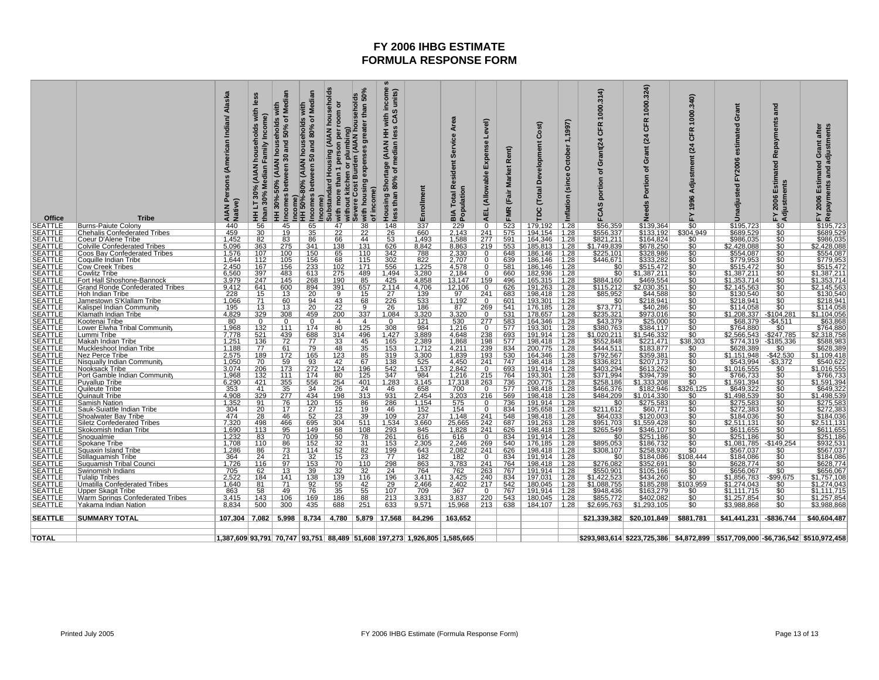# FY 2006 IHBG ESTIMATE
# FORMULA RESPONSE FORM

| Office | Tribe | AIAN Persons (American Indian/ Alaska Native) | HH LT 30% (AIAN households with less than 30% Median Family Income) | HH 30%-50% (AIAN households with Incomes between 30 and 50% of Median Income) | HH 50%-80% (AIAN households with Incomes between 50 and 80% of Median Income) | Substandard Housing (AIAN households with more than 1 person per room or without kitchen or plumbing) | Severe Cost Burden (AIAN households with housing expenses greater than 50% of income) | Housing Shortage (AIAN HH with income s less than 80% of median less CAS units) | Enrollment | BIA Total Resident Service Area Population | AEL (Allowable Expense Level) | FMR (Fair Market Rent) | TDC (Total Development Cost) | Inflation (since October 1,1997) | FCAS portion of Grant(24 CFR 1000.314) | Needs Portion of Grant (24 CFR 1000.324) | FY 1996 Adjustment (24 CFR 1000.340) | Unadjusted FY2006 estimated Grant | FY 2006 Estimated Repayments and Adjustments | FY 2006 Estimated Grant after Repayments and adjustments |
|---|---|---|---|---|---|---|---|---|---|---|---|---|---|---|---|---|---|---|---|---|
| SEATTLE | Burns-Paiute Colony | 440 | 56 | 45 | 65 | 47 | 38 | 148 | 337 | 229 | 0 | 523 | 179,192 | 1.28 | $56,359 | $139,364 | $0 | $195,723 | $0 | $195,723 |
| SEATTLE | Chehalis Confederated Tribes | 459 | 30 | 19 | 35 | 22 | 22 | 26 | 660 | 2,143 | 241 | 575 | 194,154 | 1.28 | $556,337 | $133,192 | $304,949 | $689,529 | $0 | $689,529 |
| SEATTLE | Coeur D'Alene Tribe | 1,452 | 82 | 83 | 86 | 66 | 44 | 53 | 1,493 | 1,588 | 277 | 591 | 164,346 | 1.28 | $821,211 | $164,824 | $0 | $986,035 | $0 | $986,035 |
| SEATTLE | Colville Confederated Tribes | 5,096 | 363 | 275 | 341 | 138 | 131 | 626 | 8,842 | 8,863 | 219 | 553 | 185,813 | 1.28 | $1,749,839 | $678,250 | $0 | $2,428,088 | $0 | $2,428,088 |
| SEATTLE | Coos Bay Confederated Tribes | 1,576 | 107 | 100 | 150 | 65 | 110 | 342 | 788 | 2,330 | 0 | 648 | 186,146 | 1.28 | $225,101 | $328,986 | $0 | $554,087 | $0 | $554,087 |
| SEATTLE | Coquille Indian Tribe | 1,644 | 112 | 105 | 156 | 68 | 115 | 302 | 822 | 2,707 | 0 | 639 | 186,146 | 1.28 | $446,671 | $333,282 | $0 | $779,953 | $0 | $779,953 |
| SEATTLE | Cow Creek Tribes | 2,450 | 167 | 156 | 233 | 102 | 171 | 556 | 1,225 | 4,578 | 0 | 581 | 186,146 | 1.28 | $0 | $515,472 | $0 | $515,472 | $0 | $515,472 |
| SEATTLE | Cowlitz Tribe | 6,560 | 397 | 483 | 613 | 275 | 489 | 1,494 | 3,280 | 2,184 | 0 | 660 | 182,936 | 1.28 | $0 | $1,387,211 | $0 | $1,387,211 | $0 | $1,387,211 |
| SEATTLE | Fort Hall Shoshone-Bannock | 3,979 | 247 | 145 | 268 | 190 | 85 | 425 | 4,858 | 13,147 | 159 | 496 | 165,315 | 1.28 | $884,160 | $469,554 | $0 | $1,353,714 | $0 | $1,353,714 |
| SEATTLE | Grand Ronde Confederated Tribes | 9,412 | 641 | 600 | 894 | 391 | 657 | 2,114 | 4,706 | 12,106 | 0 | 626 | 191,263 | 1.28 | $115,212 | $2,030,351 | $0 | $2,145,563 | $0 | $2,145,563 |
| SEATTLE | Hoh Indian Tribe | 228 | 15 | 13 | 20 | 9 | 15 | 27 | 139 | 97 | 241 | 683 | 198,418 | 1.28 | $85,952 | $44,588 | $0 | $130,540 | $0 | $130,540 |
| SEATTLE | Jamestown S'Klallam Tribe | 1,066 | 71 | 60 | 94 | 43 | 68 | 226 | 533 | 1,192 | 0 | 601 | 193,301 | 1.28 | $0 | $218,941 | $0 | $218,941 | $0 | $218,941 |
| SEATTLE | Kalispel Indian Community | 195 | 13 | 13 | 20 | 22 | 9 | 26 | 186 | 87 | 269 | 541 | 176,185 | 1.28 | $73,771 | $40,286 | $0 | $114,058 | $0 | $114,058 |
| SEATTLE | Klamath Indian Tribe | 4,829 | 329 | 308 | 459 | 200 | 337 | 1,084 | 3,320 | 3,320 | 0 | 531 | 178,657 | 1.28 | $235,321 | $973,016 | $0 | $1,208,337 | -$104,281 | $1,104,056 |
| SEATTLE | Kootenai Tribe | 80 | 0 | 0 | 0 | 4 | 4 | 0 | 121 | 530 | 277 | 583 | 164,346 | 1.28 | $43,379 | $25,000 | $0 | $68,379 | -$4,511 | $63,868 |
| SEATTLE | Lower Elwha Tribal Community | 1,968 | 132 | 111 | 174 | 80 | 125 | 308 | 984 | 1,216 | 0 | 577 | 193,301 | 1.28 | $380,763 | $384,117 | $0 | $764,880 | $0 | $764,880 |
| SEATTLE | Lummi Tribe | 7,778 | 521 | 439 | 688 | 314 | 496 | 1,427 | 3,889 | 4,648 | 238 | 693 | 191,914 | 1.28 | $1,020,211 | $1,546,332 | $0 | $2,566,543 | -$247,785 | $2,318,758 |
| SEATTLE | Makah Indian Tribe | 1,251 | 136 | 72 | 77 | 33 | 45 | 165 | 2,389 | 1,868 | 198 | 577 | 198,418 | 1.28 | $552,848 | $221,471 | $38,303 | $774,319 | -$185,336 | $588,983 |
| SEATTLE | Muckleshoot Indian Tribe | 1,188 | 77 | 61 | 79 | 48 | 35 | 153 | 1,712 | 4,211 | 239 | 834 | 200,775 | 1.28 | $444,511 | $183,877 | $0 | $628,389 | $0 | $628,389 |
| SEATTLE | Nez Perce Tribe | 2,575 | 189 | 172 | 165 | 123 | 85 | 319 | 3,300 | 1,839 | 193 | 530 | 164,346 | 1.28 | $792,567 | $359,381 | $0 | $1,151,948 | -$42,530 | $1,109,418 |
| SEATTLE | Nisqually Indian Community | 1,050 | 70 | 59 | 93 | 42 | 67 | 138 | 525 | 4,450 | 241 | 747 | 198,418 | 1.28 | $336,821 | $207,173 | $0 | $543,994 | -$3,372 | $540,622 |
| SEATTLE | Nooksack Tribe | 3,074 | 206 | 173 | 272 | 124 | 196 | 542 | 1,537 | 2,842 | 0 | 693 | 191,914 | 1.28 | $403,294 | $613,262 | $0 | $1,016,555 | $0 | $1,016,555 |
| SEATTLE | Port Gamble Indian Community | 1,968 | 132 | 111 | 174 | 80 | 125 | 347 | 984 | 1,216 | 215 | 764 | 193,301 | 1.28 | $371,994 | $394,739 | $0 | $766,733 | $0 | $766,733 |
| SEATTLE | Puyallup Tribe | 6,290 | 421 | 355 | 556 | 254 | 401 | 1,283 | 3,145 | 17,318 | 263 | 736 | 200,775 | 1.28 | $258,186 | $1,333,208 | $0 | $1,591,394 | $0 | $1,591,394 |
| SEATTLE | Quileute Tribe | 353 | 41 | 35 | 34 | 26 | 24 | 46 | 658 | 700 | 0 | 577 | 198,418 | 1.28 | $466,376 | $182,946 | $326,125 | $649,322 | $0 | $649,322 |
| SEATTLE | Quinault Tribe | 4,908 | 329 | 277 | 434 | 198 | 313 | 931 | 2,454 | 3,203 | 216 | 569 | 198,418 | 1.28 | $484,209 | $1,014,330 | $0 | $1,498,539 | $0 | $1,498,539 |
| SEATTLE | Samish Nation | 1,352 | 91 | 76 | 120 | 55 | 86 | 286 | 1,154 | 575 | 0 | 736 | 191,914 | 1.28 | $0 | $275,583 | $0 | $275,583 | $0 | $275,583 |
| SEATTLE | Sauk-Suiattle Indian Tribe | 304 | 20 | 17 | 27 | 12 | 19 | 46 | 152 | 154 | 0 | 834 | 195,658 | 1.28 | $211,612 | $60,771 | $0 | $272,383 | $0 | $272,383 |
| SEATTLE | Shoalwater Bay Tribe | 474 | 28 | 46 | 52 | 23 | 39 | 109 | 237 | 1,148 | 241 | 548 | 198,418 | 1.28 | $64,033 | $120,003 | $0 | $184,036 | $0 | $184,036 |
| SEATTLE | Siletz Confederated Tribes | 7,320 | 498 | 466 | 695 | 304 | 511 | 1,534 | 3,660 | 25,665 | 242 | 687 | 191,263 | 1.28 | $951,703 | $1,559,428 | $0 | $2,511,131 | $0 | $2,511,131 |
| SEATTLE | Skokomish Indian Tribe | 1,690 | 113 | 95 | 149 | 68 | 108 | 293 | 845 | 1,828 | 241 | 626 | 198,418 | 1.28 | $265,549 | $346,107 | $0 | $611,655 | $0 | $611,655 |
| SEATTLE | Snoqualmie | 1,232 | 83 | 70 | 109 | 50 | 78 | 261 | 616 | 616 | 0 | 834 | 191,914 | 1.28 | $0 | $251,186 | $0 | $251,186 | $0 | $251,186 |
| SEATTLE | Spokane Tribe | 1,708 | 110 | 86 | 152 | 32 | 31 | 153 | 2,305 | 2,246 | 269 | 540 | 176,185 | 1.28 | $895,053 | $186,732 | $0 | $1,081,785 | -$149,254 | $932,531 |
| SEATTLE | Squaxin Island Tribe | 1,286 | 86 | 73 | 114 | 52 | 82 | 199 | 643 | 2,082 | 241 | 626 | 198,418 | 1.28 | $308,107 | $258,930 | $0 | $567,037 | $0 | $567,037 |
| SEATTLE | Stillaguamish Tribe | 364 | 24 | 21 | 32 | 15 | 23 | 77 | 182 | 182 | 0 | 834 | 191,914 | 1.28 | $0 | $184,086 | $108,444 | $184,086 | $0 | $184,086 |
| SEATTLE | Suquamish Tribal Council | 1,726 | 116 | 97 | 153 | 70 | 110 | 298 | 863 | 3,783 | 241 | 764 | 198,418 | 1.28 | $276,082 | $352,691 | $0 | $628,774 | $0 | $628,774 |
| SEATTLE | Swinomish Indians | 705 | 62 | 13 | 39 | 32 | 32 | 24 | 764 | 762 | 263 | 767 | 191,914 | 1.28 | $550,901 | $105,166 | $0 | $656,067 | $0 | $656,067 |
| SEATTLE | Tulalip Tribes | 2,522 | 184 | 141 | 138 | 139 | 116 | 196 | 3,411 | 3,425 | 240 | 834 | 197,031 | 1.28 | $1,422,523 | $434,260 | $0 | $1,856,783 | -$99,675 | $1,757,108 |
| SEATTLE | Umatilla Confederated Tribes | 1,640 | 81 | 71 | 92 | 55 | 42 | 29 | 2,466 | 2,402 | 217 | 542 | 180,045 | 1.28 | $1,088,755 | $185,288 | $103,959 | $1,274,043 | $0 | $1,274,043 |
| SEATTLE | Upper Skagit Tribe | 863 | 58 | 49 | 76 | 35 | 55 | 107 | 709 | 367 | 0 | 767 | 191,914 | 1.28 | $948,436 | $163,279 | $0 | $1,111,715 | $0 | $1,111,715 |
| SEATTLE | Warm Springs Confederated Tribes | 3,415 | 143 | 106 | 169 | 186 | 88 | 213 | 3,831 | 3,837 | 220 | 543 | 180,045 | 1.28 | $855,772 | $402,082 | $0 | $1,257,854 | $0 | $1,257,854 |
| SEATTLE | Yakama Indian Nation | 8,834 | 500 | 300 | 435 | 688 | 251 | 633 | 9,571 | 15,968 | 213 | 638 | 184,107 | 1.28 | $2,695,763 | $1,293,105 | $0 | $3,988,868 | $0 | $3,988,868 |
| **SEATTLE** | **SUMMARY TOTAL** | **107,304** | **7,082** | **5,998** | **8,734** | **4,780** | **5,879** | **17,568** | **84,296** | **163,652** | | | | | **$21,339,382** | **$20,101,849** | **$881,781** | **$41,441,231** | **-$836,744** | **$40,604,487** |
| **TOTAL** | | **1,387,609** | **93,791** | **70,747** | **93,751** | **88,489** | **51,608** | **197,273** | **1,926,805** | **1,585,665** | | | | | **$293,983,614** | **$223,725,386** | **$4,872,899** | **$517,709,000** | **-$6,736,542** | **$510,972,458** |

Printed July 2005

FY 2006 IHBG Estimate (Formula Response Form)